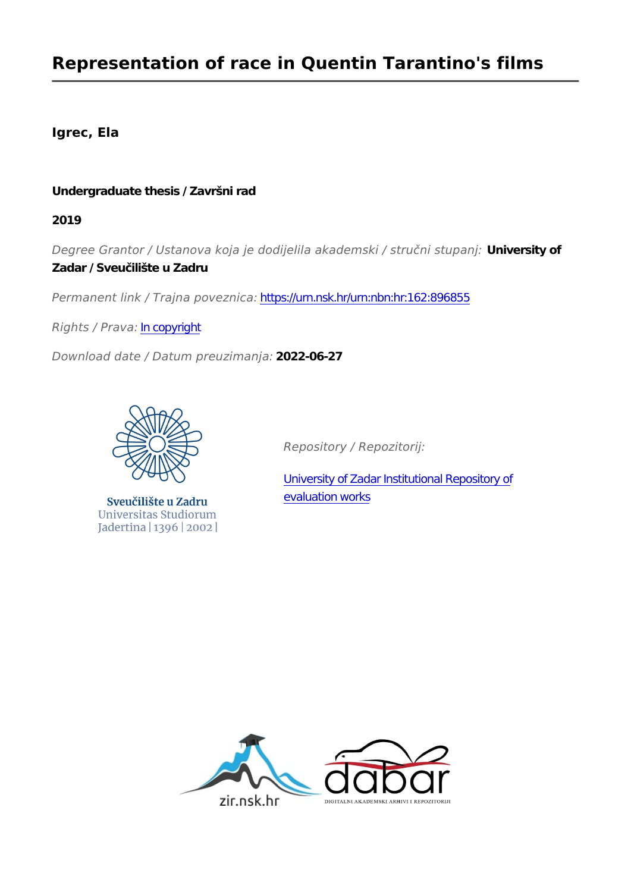# Representation of race in Quentin Tarantino's films

**Igrec, Ela**

**Undergraduate thesis / Završni rad**

**2019**

*Degree Grantor / Ustanova koja je dodijelila akademski / stručni stupanj:* **University of Zadar / Sveučilište u Zadru**

*Permanent link / Trajna poveznica:* https://urn.nsk.hr/urn:nbn:hr:162:896855

*Rights / Prava:* In copyright

*Download date / Datum preuzimanja:* **2022-06-27**

Sveučilište u Zadru
Universitas Studiorum
Jadertina | 1396 | 2002 |

*Repository / Repozitorij:*

University of Zadar Institutional Repository of evaluation works

zir.nsk.hr

dabar
DIGITALNI AKADEMSKI ARHIVI I REPOZITORIJI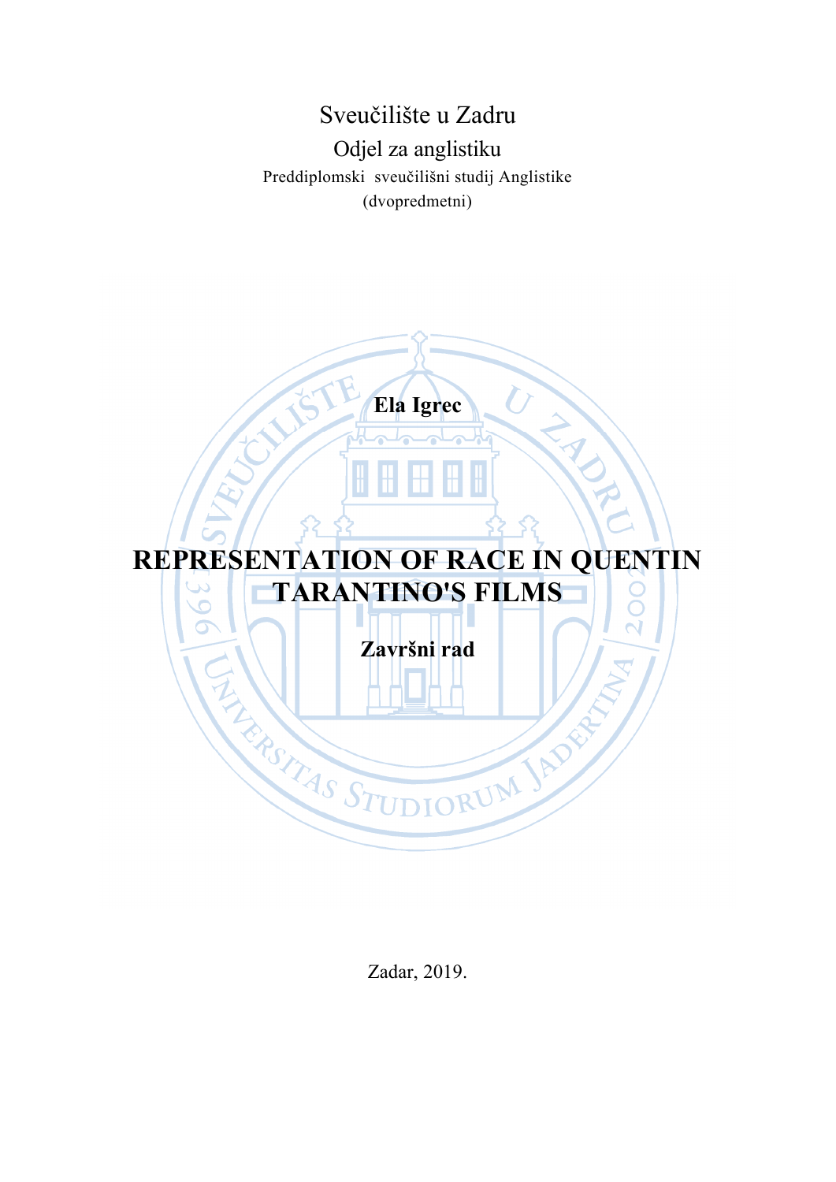Sveučilište u Zadru

Odjel za anglistiku

Preddiplomski sveučilišni studij Anglistike

(dvopredmetni)

**Ela Igrec**

# REPRESENTATION OF RACE IN QUENTIN TARANTINO'S FILMS

**Završni rad**

Zadar, 2019.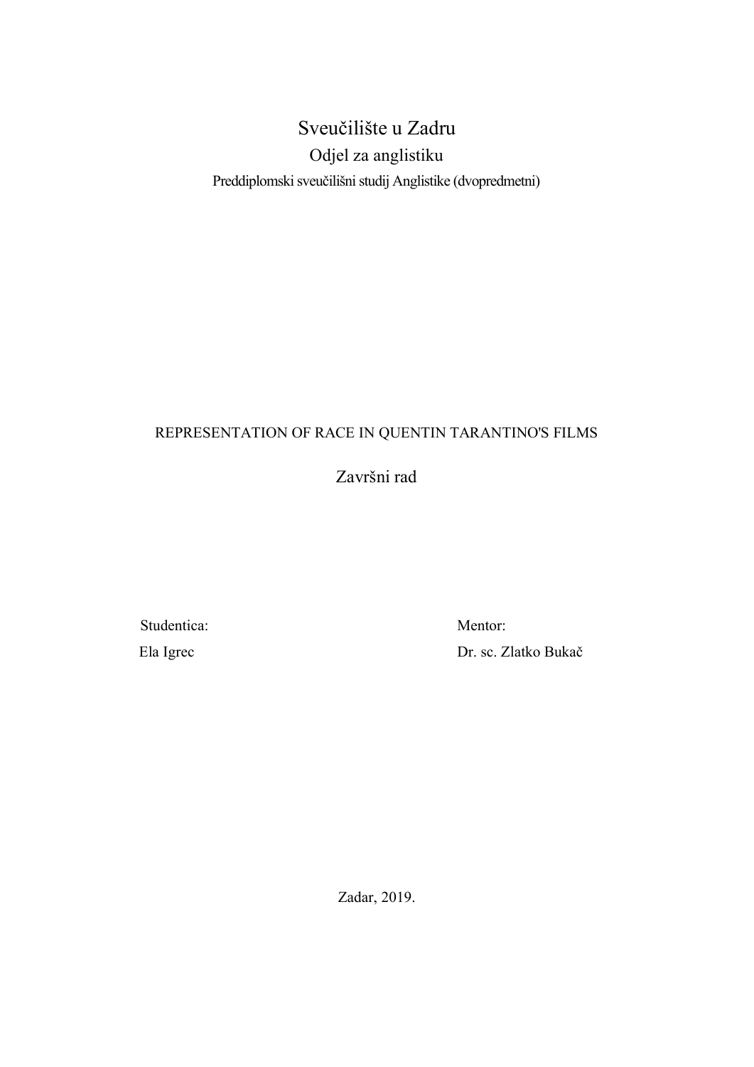# Sveučilište u Zadru

## Odjel za anglistiku

Preddiplomski sveučilišni studij Anglistike (dvopredmetni)

REPRESENTATION OF RACE IN QUENTIN TARANTINO'S FILMS

Završni rad

Studentica:

Ela Igrec

Mentor:

Dr. sc. Zlatko Bukač

Zadar, 2019.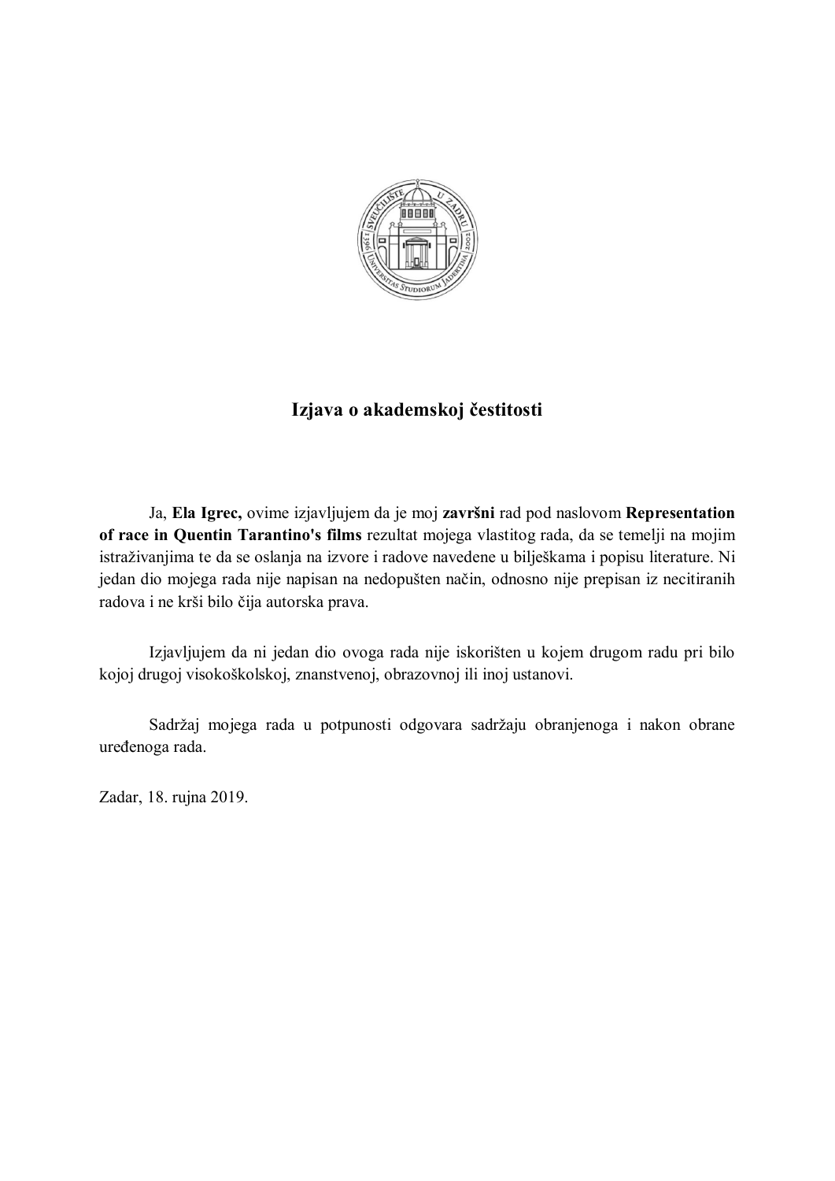# Izjava o akademskoj čestitosti

Ja, **Ela Igrec,** ovime izjavljujem da je moj **završni** rad pod naslovom **Representation of race in Quentin Tarantino's films** rezultat mojega vlastitog rada, da se temelji na mojim istraživanjima te da se oslanja na izvore i radove navedene u bilješkama i popisu literature. Ni jedan dio mojega rada nije napisan na nedopušten način, odnosno nije prepisan iz necitiranih radova i ne krši bilo čija autorska prava.

Izjavljujem da ni jedan dio ovoga rada nije iskorišten u kojem drugom radu pri bilo kojoj drugoj visokoškolskoj, znanstvenoj, obrazovnoj ili inoj ustanovi.

Sadržaj mojega rada u potpunosti odgovara sadržaju obranjenoga i nakon obrane uređenoga rada.

Zadar, 18. rujna 2019.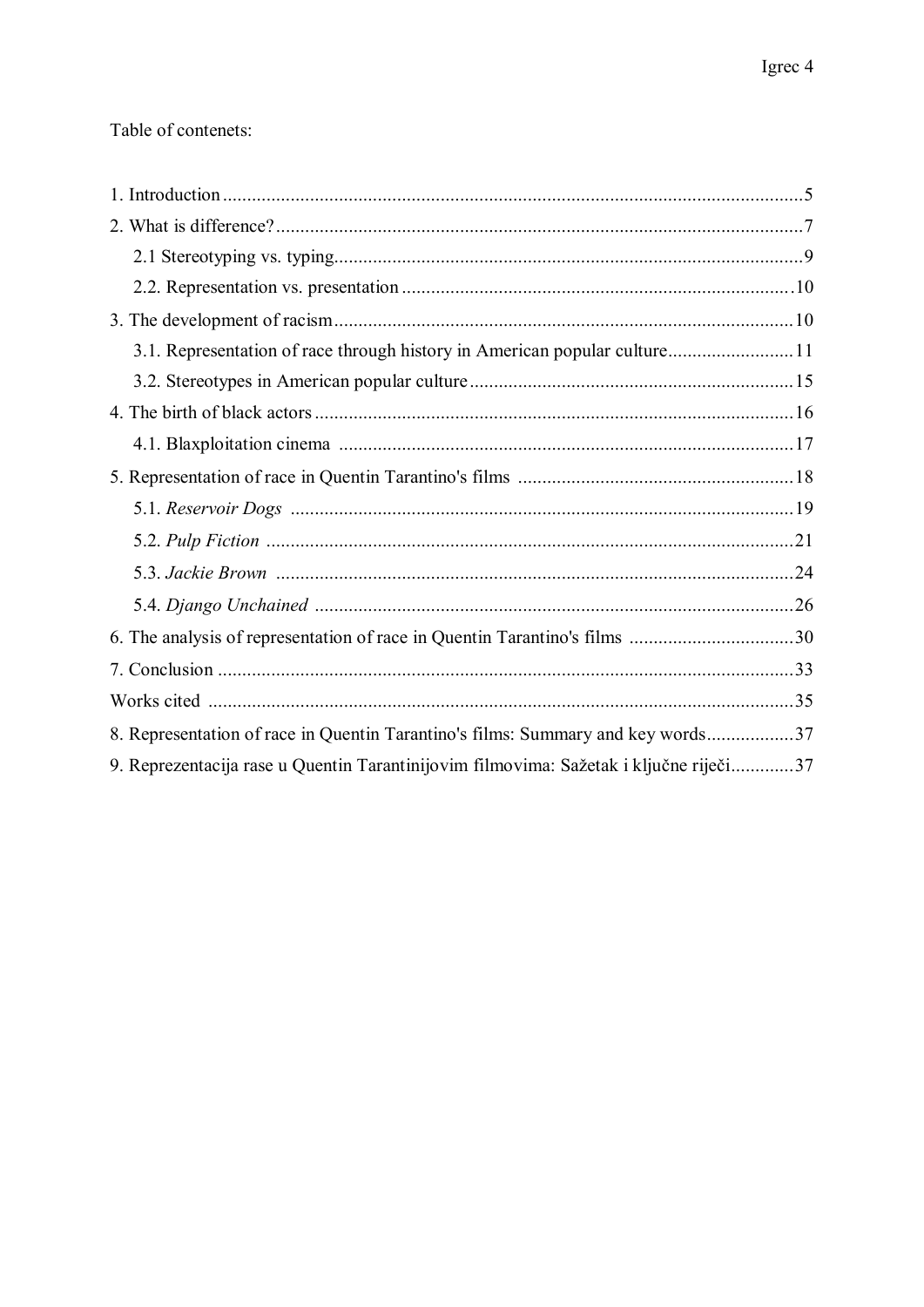Table of contenets:

1. Introduction .......................................................................................................................5
2. What is difference? ............................................................................................................7
   2.1 Stereotyping vs. typing................................................................................................9
   2.2. Representation vs. presentation ................................................................................10
3. The development of racism..............................................................................................10
   3.1. Representation of race through history in American popular culture..........................11
   3.2. Stereotypes in American popular culture ..................................................................15
4. The birth of black actors ..................................................................................................16
   4.1. Blaxploitation cinema ..............................................................................................17
5. Representation of race in Quentin Tarantino's films .........................................................18
   5.1. *Reservoir Dogs* .......................................................................................................19
   5.2. *Pulp Fiction* ............................................................................................................21
   5.3. *Jackie Brown* ..........................................................................................................24
   5.4. *Django Unchained* ..................................................................................................26
6. The analysis of representation of race in Quentin Tarantino's films ..................................30
7. Conclusion .......................................................................................................................33

Works cited .........................................................................................................................35

8. Representation of race in Quentin Tarantino's films: Summary and key words..................37
9. Reprezentacija rase u Quentin Tarantinijovim filmovima: Sažetak i ključne riječi.............37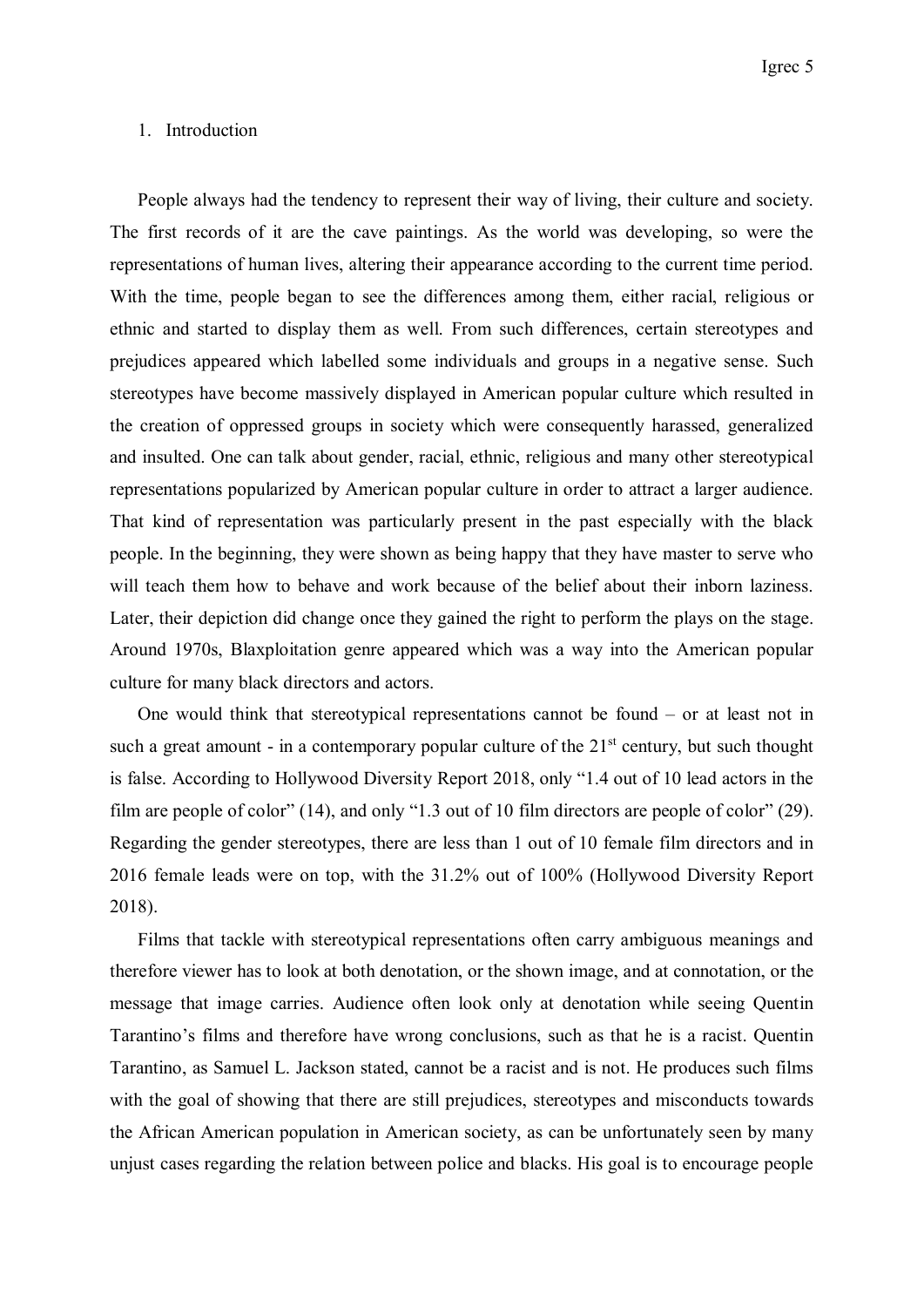# 1. Introduction

People always had the tendency to represent their way of living, their culture and society. The first records of it are the cave paintings. As the world was developing, so were the representations of human lives, altering their appearance according to the current time period. With the time, people began to see the differences among them, either racial, religious or ethnic and started to display them as well. From such differences, certain stereotypes and prejudices appeared which labelled some individuals and groups in a negative sense. Such stereotypes have become massively displayed in American popular culture which resulted in the creation of oppressed groups in society which were consequently harassed, generalized and insulted. One can talk about gender, racial, ethnic, religious and many other stereotypical representations popularized by American popular culture in order to attract a larger audience. That kind of representation was particularly present in the past especially with the black people. In the beginning, they were shown as being happy that they have master to serve who will teach them how to behave and work because of the belief about their inborn laziness. Later, their depiction did change once they gained the right to perform the plays on the stage. Around 1970s, Blaxploitation genre appeared which was a way into the American popular culture for many black directors and actors.

One would think that stereotypical representations cannot be found – or at least not in such a great amount - in a contemporary popular culture of the 21st century, but such thought is false. According to Hollywood Diversity Report 2018, only "1.4 out of 10 lead actors in the film are people of color" (14), and only "1.3 out of 10 film directors are people of color" (29). Regarding the gender stereotypes, there are less than 1 out of 10 female film directors and in 2016 female leads were on top, with the 31.2% out of 100% (Hollywood Diversity Report 2018).

Films that tackle with stereotypical representations often carry ambiguous meanings and therefore viewer has to look at both denotation, or the shown image, and at connotation, or the message that image carries. Audience often look only at denotation while seeing Quentin Tarantino's films and therefore have wrong conclusions, such as that he is a racist. Quentin Tarantino, as Samuel L. Jackson stated, cannot be a racist and is not. He produces such films with the goal of showing that there are still prejudices, stereotypes and misconducts towards the African American population in American society, as can be unfortunately seen by many unjust cases regarding the relation between police and blacks. His goal is to encourage people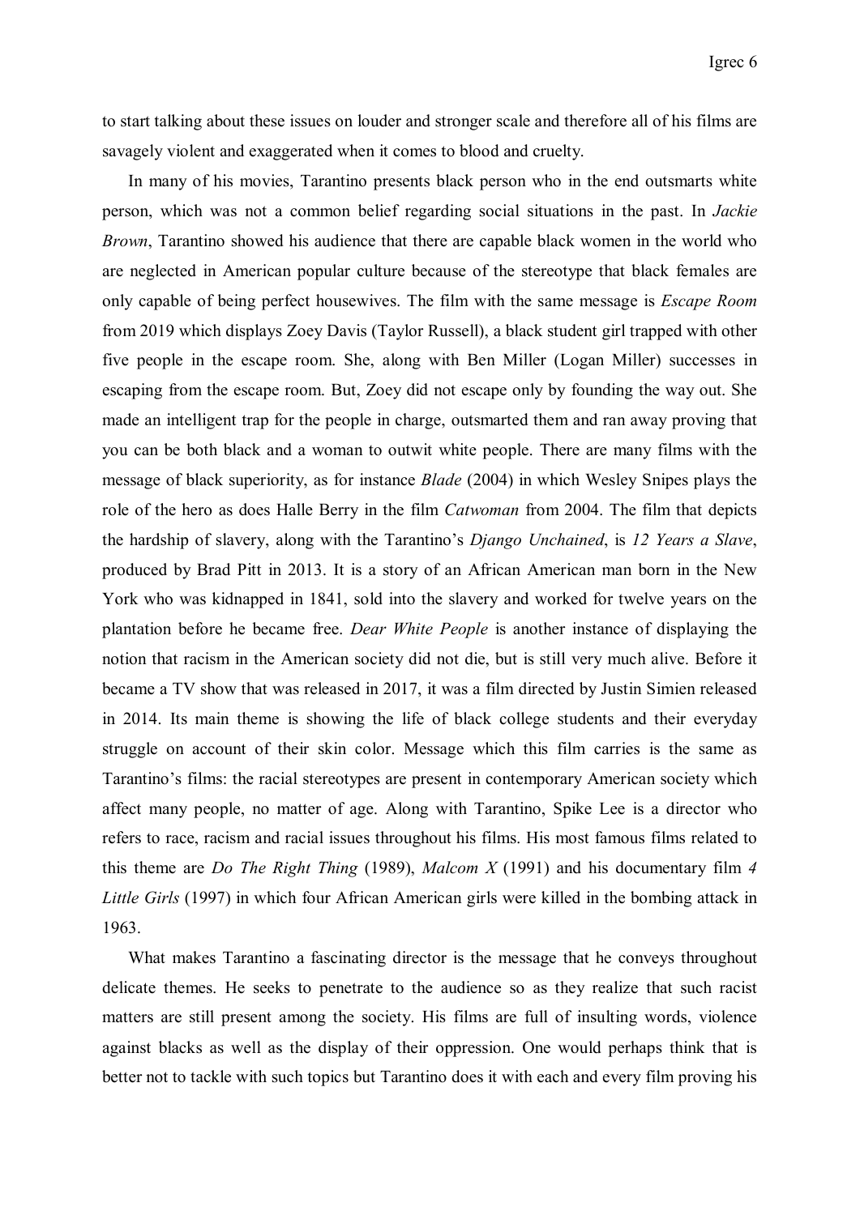to start talking about these issues on louder and stronger scale and therefore all of his films are savagely violent and exaggerated when it comes to blood and cruelty.

In many of his movies, Tarantino presents black person who in the end outsmarts white person, which was not a common belief regarding social situations in the past. In *Jackie Brown*, Tarantino showed his audience that there are capable black women in the world who are neglected in American popular culture because of the stereotype that black females are only capable of being perfect housewives. The film with the same message is *Escape Room* from 2019 which displays Zoey Davis (Taylor Russell), a black student girl trapped with other five people in the escape room. She, along with Ben Miller (Logan Miller) successes in escaping from the escape room. But, Zoey did not escape only by founding the way out. She made an intelligent trap for the people in charge, outsmarted them and ran away proving that you can be both black and a woman to outwit white people. There are many films with the message of black superiority, as for instance *Blade* (2004) in which Wesley Snipes plays the role of the hero as does Halle Berry in the film *Catwoman* from 2004. The film that depicts the hardship of slavery, along with the Tarantino's *Django Unchained*, is *12 Years a Slave*, produced by Brad Pitt in 2013. It is a story of an African American man born in the New York who was kidnapped in 1841, sold into the slavery and worked for twelve years on the plantation before he became free. *Dear White People* is another instance of displaying the notion that racism in the American society did not die, but is still very much alive. Before it became a TV show that was released in 2017, it was a film directed by Justin Simien released in 2014. Its main theme is showing the life of black college students and their everyday struggle on account of their skin color. Message which this film carries is the same as Tarantino's films: the racial stereotypes are present in contemporary American society which affect many people, no matter of age. Along with Tarantino, Spike Lee is a director who refers to race, racism and racial issues throughout his films. His most famous films related to this theme are *Do The Right Thing* (1989), *Malcom X* (1991) and his documentary film *4 Little Girls* (1997) in which four African American girls were killed in the bombing attack in 1963.

What makes Tarantino a fascinating director is the message that he conveys throughout delicate themes. He seeks to penetrate to the audience so as they realize that such racist matters are still present among the society. His films are full of insulting words, violence against blacks as well as the display of their oppression. One would perhaps think that is better not to tackle with such topics but Tarantino does it with each and every film proving his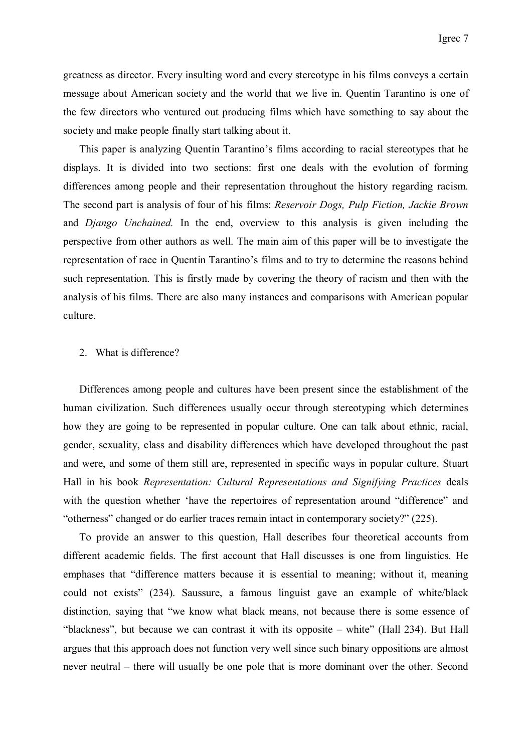greatness as director. Every insulting word and every stereotype in his films conveys a certain message about American society and the world that we live in. Quentin Tarantino is one of the few directors who ventured out producing films which have something to say about the society and make people finally start talking about it.

This paper is analyzing Quentin Tarantino's films according to racial stereotypes that he displays. It is divided into two sections: first one deals with the evolution of forming differences among people and their representation throughout the history regarding racism. The second part is analysis of four of his films: *Reservoir Dogs, Pulp Fiction, Jackie Brown* and *Django Unchained.* In the end, overview to this analysis is given including the perspective from other authors as well. The main aim of this paper will be to investigate the representation of race in Quentin Tarantino's films and to try to determine the reasons behind such representation. This is firstly made by covering the theory of racism and then with the analysis of his films. There are also many instances and comparisons with American popular culture.

## 2. What is difference?

Differences among people and cultures have been present since the establishment of the human civilization. Such differences usually occur through stereotyping which determines how they are going to be represented in popular culture. One can talk about ethnic, racial, gender, sexuality, class and disability differences which have developed throughout the past and were, and some of them still are, represented in specific ways in popular culture. Stuart Hall in his book *Representation: Cultural Representations and Signifying Practices* deals with the question whether 'have the repertoires of representation around "difference" and "otherness" changed or do earlier traces remain intact in contemporary society?" (225).

To provide an answer to this question, Hall describes four theoretical accounts from different academic fields. The first account that Hall discusses is one from linguistics. He emphases that "difference matters because it is essential to meaning; without it, meaning could not exists" (234). Saussure, a famous linguist gave an example of white/black distinction, saying that "we know what black means, not because there is some essence of "blackness", but because we can contrast it with its opposite – white" (Hall 234). But Hall argues that this approach does not function very well since such binary oppositions are almost never neutral – there will usually be one pole that is more dominant over the other. Second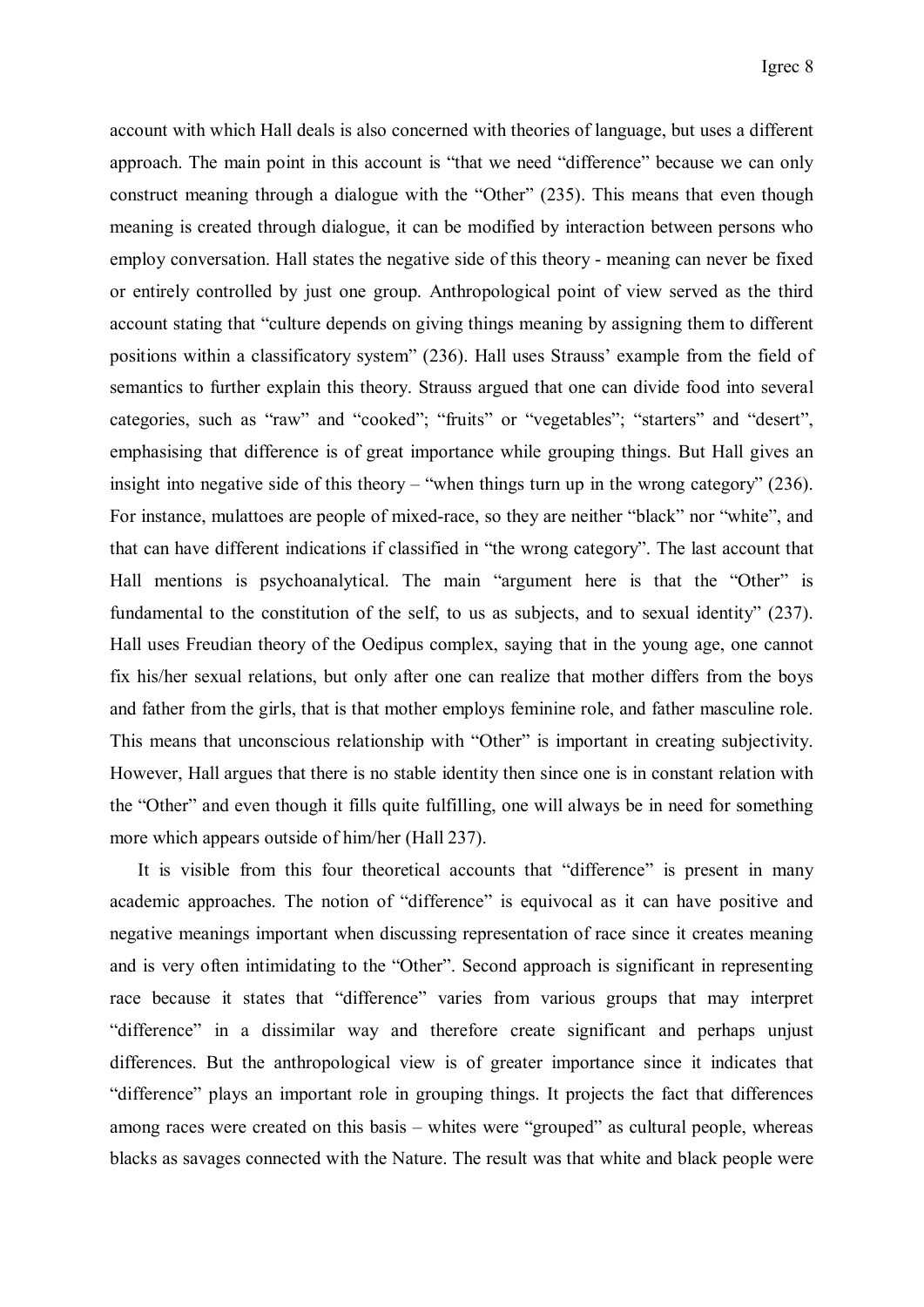account with which Hall deals is also concerned with theories of language, but uses a different approach. The main point in this account is "that we need "difference" because we can only construct meaning through a dialogue with the "Other" (235). This means that even though meaning is created through dialogue, it can be modified by interaction between persons who employ conversation. Hall states the negative side of this theory - meaning can never be fixed or entirely controlled by just one group. Anthropological point of view served as the third account stating that "culture depends on giving things meaning by assigning them to different positions within a classificatory system" (236). Hall uses Strauss' example from the field of semantics to further explain this theory. Strauss argued that one can divide food into several categories, such as "raw" and "cooked"; "fruits" or "vegetables"; "starters" and "desert", emphasising that difference is of great importance while grouping things. But Hall gives an insight into negative side of this theory – "when things turn up in the wrong category" (236). For instance, mulattoes are people of mixed-race, so they are neither "black" nor "white", and that can have different indications if classified in "the wrong category". The last account that Hall mentions is psychoanalytical. The main "argument here is that the "Other" is fundamental to the constitution of the self, to us as subjects, and to sexual identity" (237). Hall uses Freudian theory of the Oedipus complex, saying that in the young age, one cannot fix his/her sexual relations, but only after one can realize that mother differs from the boys and father from the girls, that is that mother employs feminine role, and father masculine role. This means that unconscious relationship with "Other" is important in creating subjectivity. However, Hall argues that there is no stable identity then since one is in constant relation with the "Other" and even though it fills quite fulfilling, one will always be in need for something more which appears outside of him/her (Hall 237).

It is visible from this four theoretical accounts that "difference" is present in many academic approaches. The notion of "difference" is equivocal as it can have positive and negative meanings important when discussing representation of race since it creates meaning and is very often intimidating to the "Other". Second approach is significant in representing race because it states that "difference" varies from various groups that may interpret "difference" in a dissimilar way and therefore create significant and perhaps unjust differences. But the anthropological view is of greater importance since it indicates that "difference" plays an important role in grouping things. It projects the fact that differences among races were created on this basis – whites were "grouped" as cultural people, whereas blacks as savages connected with the Nature. The result was that white and black people were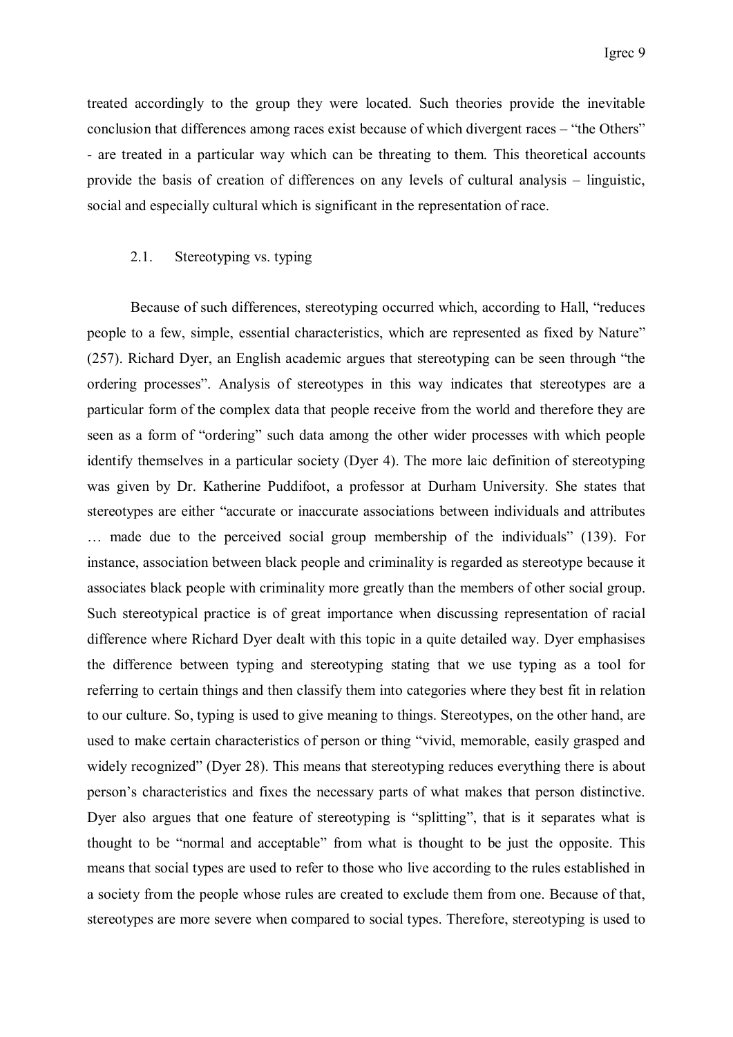treated accordingly to the group they were located. Such theories provide the inevitable conclusion that differences among races exist because of which divergent races – "the Others" - are treated in a particular way which can be threating to them. This theoretical accounts provide the basis of creation of differences on any levels of cultural analysis – linguistic, social and especially cultural which is significant in the representation of race.

## 2.1. Stereotyping vs. typing

Because of such differences, stereotyping occurred which, according to Hall, "reduces people to a few, simple, essential characteristics, which are represented as fixed by Nature" (257). Richard Dyer, an English academic argues that stereotyping can be seen through "the ordering processes". Analysis of stereotypes in this way indicates that stereotypes are a particular form of the complex data that people receive from the world and therefore they are seen as a form of "ordering" such data among the other wider processes with which people identify themselves in a particular society (Dyer 4). The more laic definition of stereotyping was given by Dr. Katherine Puddifoot, a professor at Durham University. She states that stereotypes are either "accurate or inaccurate associations between individuals and attributes … made due to the perceived social group membership of the individuals" (139). For instance, association between black people and criminality is regarded as stereotype because it associates black people with criminality more greatly than the members of other social group. Such stereotypical practice is of great importance when discussing representation of racial difference where Richard Dyer dealt with this topic in a quite detailed way. Dyer emphasises the difference between typing and stereotyping stating that we use typing as a tool for referring to certain things and then classify them into categories where they best fit in relation to our culture. So, typing is used to give meaning to things. Stereotypes, on the other hand, are used to make certain characteristics of person or thing "vivid, memorable, easily grasped and widely recognized" (Dyer 28). This means that stereotyping reduces everything there is about person's characteristics and fixes the necessary parts of what makes that person distinctive. Dyer also argues that one feature of stereotyping is "splitting", that is it separates what is thought to be "normal and acceptable" from what is thought to be just the opposite. This means that social types are used to refer to those who live according to the rules established in a society from the people whose rules are created to exclude them from one. Because of that, stereotypes are more severe when compared to social types. Therefore, stereotyping is used to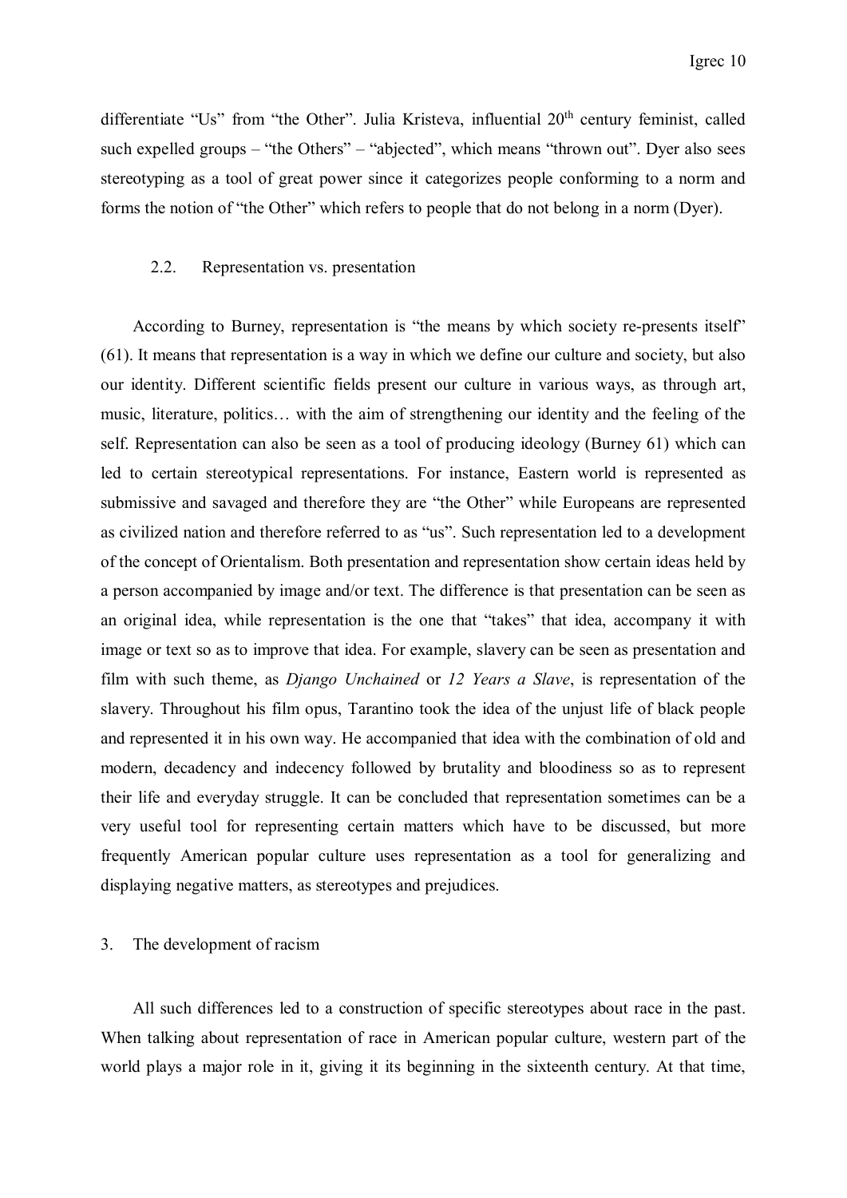differentiate "Us" from "the Other". Julia Kristeva, influential 20th century feminist, called such expelled groups – "the Others" – "abjected", which means "thrown out". Dyer also sees stereotyping as a tool of great power since it categorizes people conforming to a norm and forms the notion of "the Other" which refers to people that do not belong in a norm (Dyer).

### 2.2. Representation vs. presentation

According to Burney, representation is "the means by which society re-presents itself" (61). It means that representation is a way in which we define our culture and society, but also our identity. Different scientific fields present our culture in various ways, as through art, music, literature, politics… with the aim of strengthening our identity and the feeling of the self. Representation can also be seen as a tool of producing ideology (Burney 61) which can led to certain stereotypical representations. For instance, Eastern world is represented as submissive and savaged and therefore they are "the Other" while Europeans are represented as civilized nation and therefore referred to as "us". Such representation led to a development of the concept of Orientalism. Both presentation and representation show certain ideas held by a person accompanied by image and/or text. The difference is that presentation can be seen as an original idea, while representation is the one that "takes" that idea, accompany it with image or text so as to improve that idea. For example, slavery can be seen as presentation and film with such theme, as *Django Unchained* or *12 Years a Slave*, is representation of the slavery. Throughout his film opus, Tarantino took the idea of the unjust life of black people and represented it in his own way. He accompanied that idea with the combination of old and modern, decadency and indecency followed by brutality and bloodiness so as to represent their life and everyday struggle. It can be concluded that representation sometimes can be a very useful tool for representing certain matters which have to be discussed, but more frequently American popular culture uses representation as a tool for generalizing and displaying negative matters, as stereotypes and prejudices.

## 3. The development of racism

All such differences led to a construction of specific stereotypes about race in the past. When talking about representation of race in American popular culture, western part of the world plays a major role in it, giving it its beginning in the sixteenth century. At that time,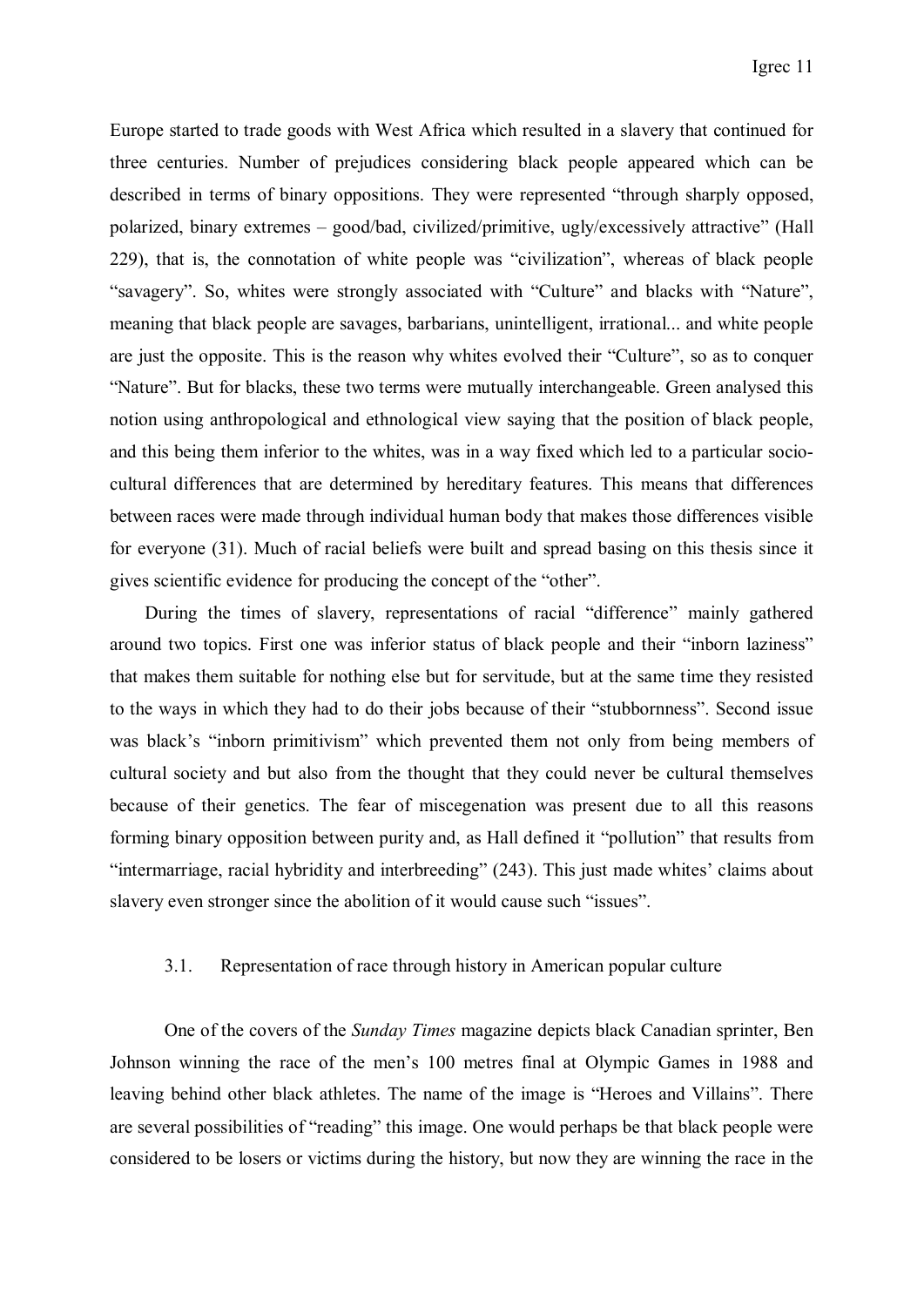Europe started to trade goods with West Africa which resulted in a slavery that continued for three centuries. Number of prejudices considering black people appeared which can be described in terms of binary oppositions. They were represented "through sharply opposed, polarized, binary extremes – good/bad, civilized/primitive, ugly/excessively attractive" (Hall 229), that is, the connotation of white people was "civilization", whereas of black people "savagery". So, whites were strongly associated with "Culture" and blacks with "Nature", meaning that black people are savages, barbarians, unintelligent, irrational... and white people are just the opposite. This is the reason why whites evolved their "Culture", so as to conquer "Nature". But for blacks, these two terms were mutually interchangeable. Green analysed this notion using anthropological and ethnological view saying that the position of black people, and this being them inferior to the whites, was in a way fixed which led to a particular socio-cultural differences that are determined by hereditary features. This means that differences between races were made through individual human body that makes those differences visible for everyone (31). Much of racial beliefs were built and spread basing on this thesis since it gives scientific evidence for producing the concept of the "other".

During the times of slavery, representations of racial "difference" mainly gathered around two topics. First one was inferior status of black people and their "inborn laziness" that makes them suitable for nothing else but for servitude, but at the same time they resisted to the ways in which they had to do their jobs because of their "stubbornness". Second issue was black's "inborn primitivism" which prevented them not only from being members of cultural society and but also from the thought that they could never be cultural themselves because of their genetics. The fear of miscegenation was present due to all this reasons forming binary opposition between purity and, as Hall defined it "pollution" that results from "intermarriage, racial hybridity and interbreeding" (243). This just made whites' claims about slavery even stronger since the abolition of it would cause such "issues".

### 3.1. Representation of race through history in American popular culture

One of the covers of the *Sunday Times* magazine depicts black Canadian sprinter, Ben Johnson winning the race of the men's 100 metres final at Olympic Games in 1988 and leaving behind other black athletes. The name of the image is "Heroes and Villains". There are several possibilities of "reading" this image. One would perhaps be that black people were considered to be losers or victims during the history, but now they are winning the race in the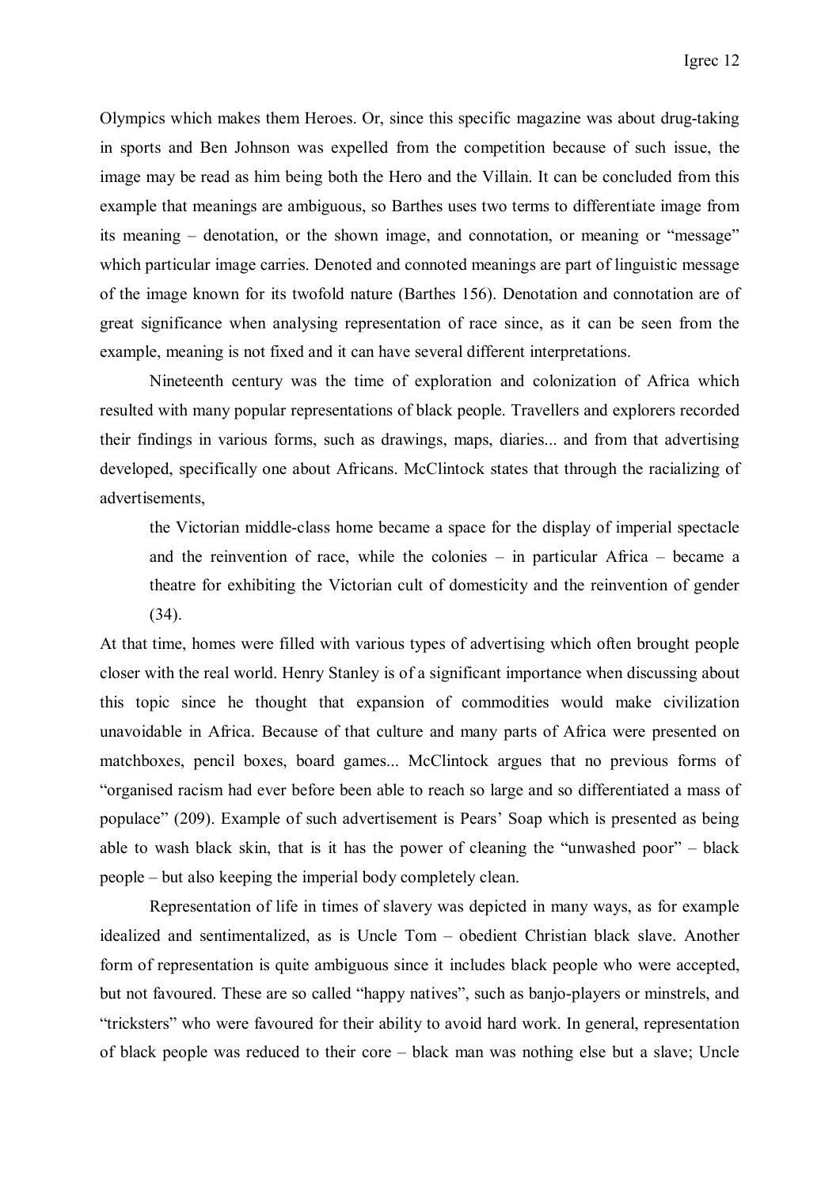Olympics which makes them Heroes. Or, since this specific magazine was about drug-taking in sports and Ben Johnson was expelled from the competition because of such issue, the image may be read as him being both the Hero and the Villain. It can be concluded from this example that meanings are ambiguous, so Barthes uses two terms to differentiate image from its meaning – denotation, or the shown image, and connotation, or meaning or "message" which particular image carries. Denoted and connoted meanings are part of linguistic message of the image known for its twofold nature (Barthes 156). Denotation and connotation are of great significance when analysing representation of race since, as it can be seen from the example, meaning is not fixed and it can have several different interpretations.

Nineteenth century was the time of exploration and colonization of Africa which resulted with many popular representations of black people. Travellers and explorers recorded their findings in various forms, such as drawings, maps, diaries... and from that advertising developed, specifically one about Africans. McClintock states that through the racializing of advertisements,

> the Victorian middle-class home became a space for the display of imperial spectacle and the reinvention of race, while the colonies – in particular Africa – became a theatre for exhibiting the Victorian cult of domesticity and the reinvention of gender (34).

At that time, homes were filled with various types of advertising which often brought people closer with the real world. Henry Stanley is of a significant importance when discussing about this topic since he thought that expansion of commodities would make civilization unavoidable in Africa. Because of that culture and many parts of Africa were presented on matchboxes, pencil boxes, board games... McClintock argues that no previous forms of "organised racism had ever before been able to reach so large and so differentiated a mass of populace" (209). Example of such advertisement is Pears' Soap which is presented as being able to wash black skin, that is it has the power of cleaning the "unwashed poor" – black people – but also keeping the imperial body completely clean.

Representation of life in times of slavery was depicted in many ways, as for example idealized and sentimentalized, as is Uncle Tom – obedient Christian black slave. Another form of representation is quite ambiguous since it includes black people who were accepted, but not favoured. These are so called "happy natives", such as banjo-players or minstrels, and "tricksters" who were favoured for their ability to avoid hard work. In general, representation of black people was reduced to their core – black man was nothing else but a slave; Uncle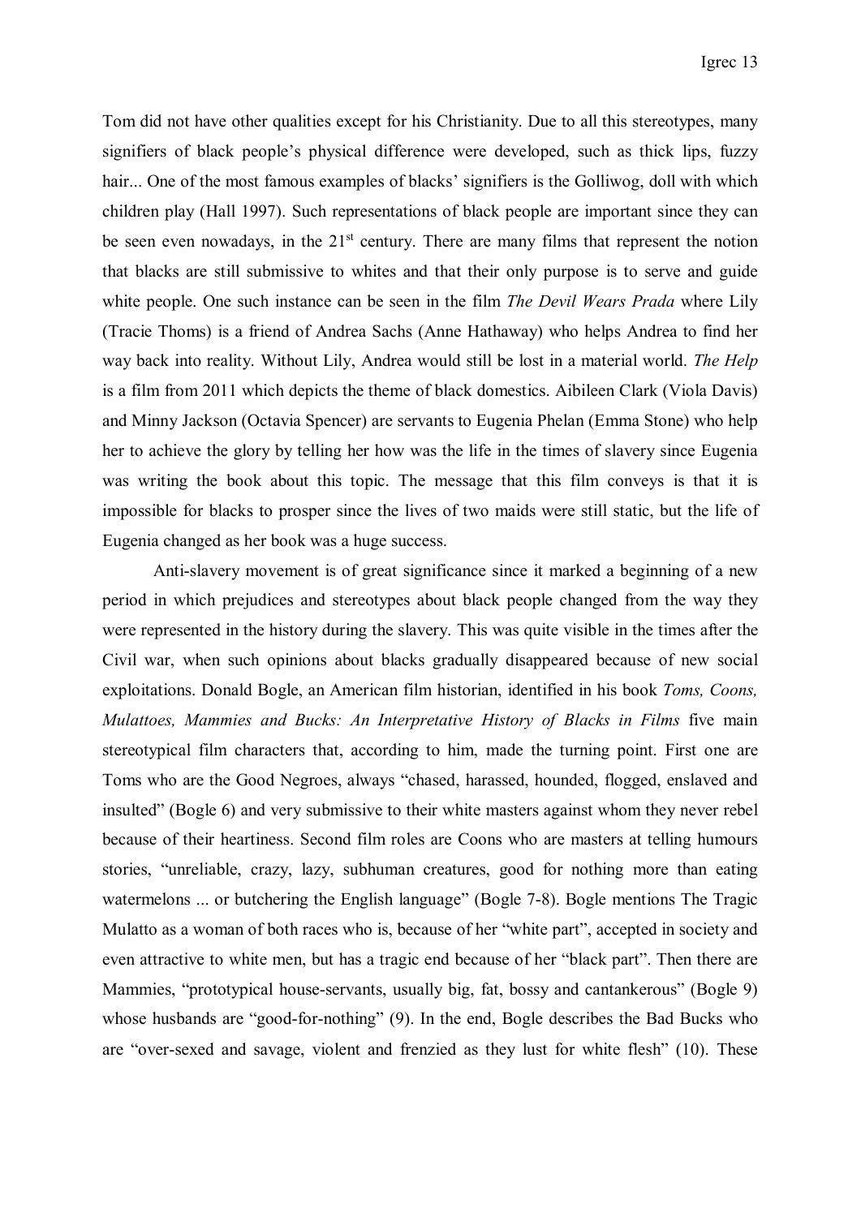Tom did not have other qualities except for his Christianity. Due to all this stereotypes, many signifiers of black people's physical difference were developed, such as thick lips, fuzzy hair... One of the most famous examples of blacks' signifiers is the Golliwog, doll with which children play (Hall 1997). Such representations of black people are important since they can be seen even nowadays, in the 21st century. There are many films that represent the notion that blacks are still submissive to whites and that their only purpose is to serve and guide white people. One such instance can be seen in the film *The Devil Wears Prada* where Lily (Tracie Thoms) is a friend of Andrea Sachs (Anne Hathaway) who helps Andrea to find her way back into reality. Without Lily, Andrea would still be lost in a material world. *The Help* is a film from 2011 which depicts the theme of black domestics. Aibileen Clark (Viola Davis) and Minny Jackson (Octavia Spencer) are servants to Eugenia Phelan (Emma Stone) who help her to achieve the glory by telling her how was the life in the times of slavery since Eugenia was writing the book about this topic. The message that this film conveys is that it is impossible for blacks to prosper since the lives of two maids were still static, but the life of Eugenia changed as her book was a huge success.

Anti-slavery movement is of great significance since it marked a beginning of a new period in which prejudices and stereotypes about black people changed from the way they were represented in the history during the slavery. This was quite visible in the times after the Civil war, when such opinions about blacks gradually disappeared because of new social exploitations. Donald Bogle, an American film historian, identified in his book *Toms, Coons, Mulattoes, Mammies and Bucks: An Interpretative History of Blacks in Films* five main stereotypical film characters that, according to him, made the turning point. First one are Toms who are the Good Negroes, always "chased, harassed, hounded, flogged, enslaved and insulted" (Bogle 6) and very submissive to their white masters against whom they never rebel because of their heartiness. Second film roles are Coons who are masters at telling humours stories, "unreliable, crazy, lazy, subhuman creatures, good for nothing more than eating watermelons ... or butchering the English language" (Bogle 7-8). Bogle mentions The Tragic Mulatto as a woman of both races who is, because of her "white part", accepted in society and even attractive to white men, but has a tragic end because of her "black part". Then there are Mammies, "prototypical house-servants, usually big, fat, bossy and cantankerous" (Bogle 9) whose husbands are "good-for-nothing" (9). In the end, Bogle describes the Bad Bucks who are "over-sexed and savage, violent and frenzied as they lust for white flesh" (10). These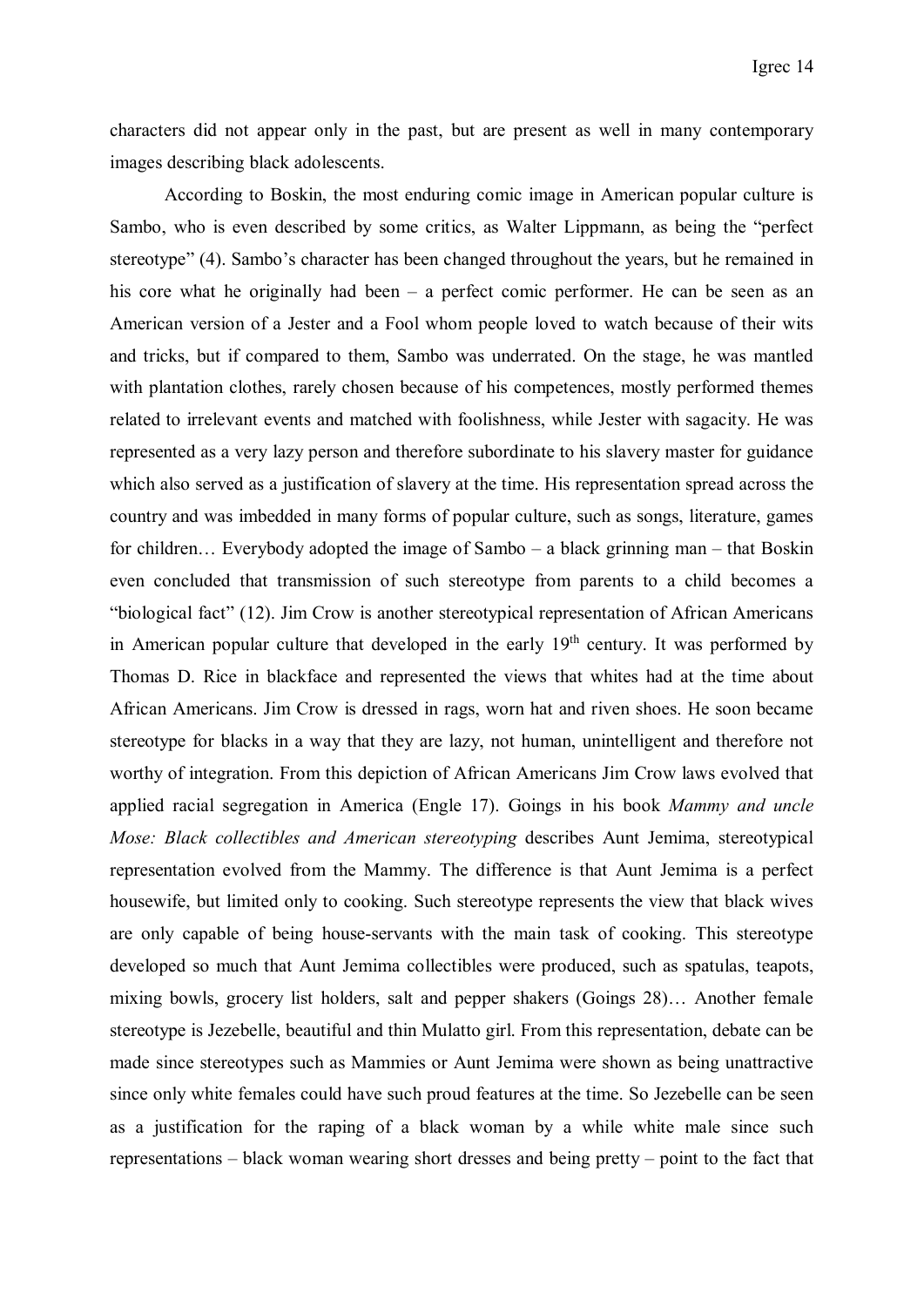characters did not appear only in the past, but are present as well in many contemporary images describing black adolescents.

According to Boskin, the most enduring comic image in American popular culture is Sambo, who is even described by some critics, as Walter Lippmann, as being the "perfect stereotype" (4). Sambo's character has been changed throughout the years, but he remained in his core what he originally had been – a perfect comic performer. He can be seen as an American version of a Jester and a Fool whom people loved to watch because of their wits and tricks, but if compared to them, Sambo was underrated. On the stage, he was mantled with plantation clothes, rarely chosen because of his competences, mostly performed themes related to irrelevant events and matched with foolishness, while Jester with sagacity. He was represented as a very lazy person and therefore subordinate to his slavery master for guidance which also served as a justification of slavery at the time. His representation spread across the country and was imbedded in many forms of popular culture, such as songs, literature, games for children… Everybody adopted the image of Sambo – a black grinning man – that Boskin even concluded that transmission of such stereotype from parents to a child becomes a "biological fact" (12). Jim Crow is another stereotypical representation of African Americans in American popular culture that developed in the early 19th century. It was performed by Thomas D. Rice in blackface and represented the views that whites had at the time about African Americans. Jim Crow is dressed in rags, worn hat and riven shoes. He soon became stereotype for blacks in a way that they are lazy, not human, unintelligent and therefore not worthy of integration. From this depiction of African Americans Jim Crow laws evolved that applied racial segregation in America (Engle 17). Goings in his book *Mammy and uncle Mose: Black collectibles and American stereotyping* describes Aunt Jemima, stereotypical representation evolved from the Mammy. The difference is that Aunt Jemima is a perfect housewife, but limited only to cooking. Such stereotype represents the view that black wives are only capable of being house-servants with the main task of cooking. This stereotype developed so much that Aunt Jemima collectibles were produced, such as spatulas, teapots, mixing bowls, grocery list holders, salt and pepper shakers (Goings 28)… Another female stereotype is Jezebelle, beautiful and thin Mulatto girl. From this representation, debate can be made since stereotypes such as Mammies or Aunt Jemima were shown as being unattractive since only white females could have such proud features at the time. So Jezebelle can be seen as a justification for the raping of a black woman by a while white male since such representations – black woman wearing short dresses and being pretty – point to the fact that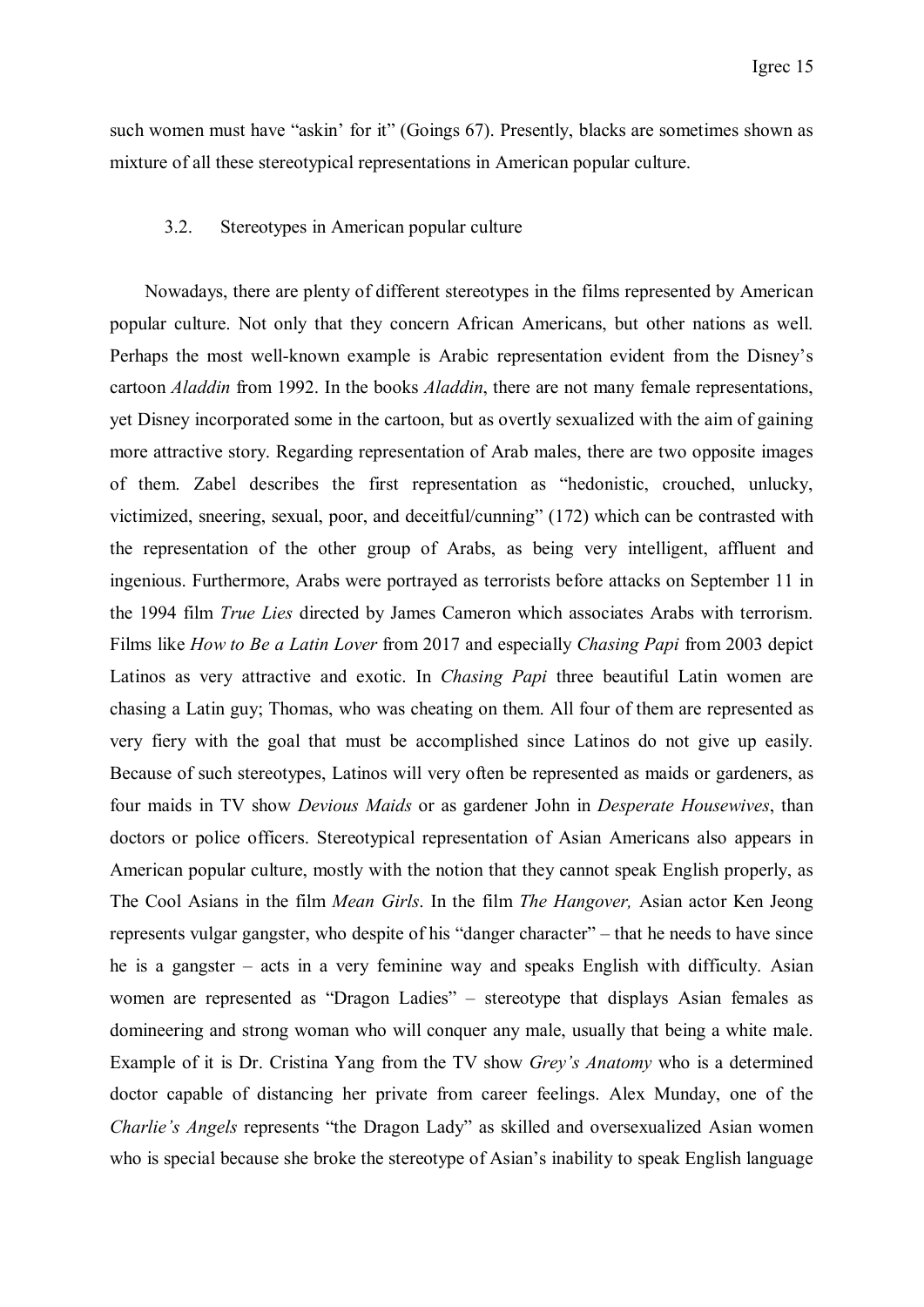such women must have "askin' for it" (Goings 67). Presently, blacks are sometimes shown as mixture of all these stereotypical representations in American popular culture.

### 3.2. Stereotypes in American popular culture

Nowadays, there are plenty of different stereotypes in the films represented by American popular culture. Not only that they concern African Americans, but other nations as well. Perhaps the most well-known example is Arabic representation evident from the Disney's cartoon *Aladdin* from 1992. In the books *Aladdin*, there are not many female representations, yet Disney incorporated some in the cartoon, but as overtly sexualized with the aim of gaining more attractive story. Regarding representation of Arab males, there are two opposite images of them. Zabel describes the first representation as "hedonistic, crouched, unlucky, victimized, sneering, sexual, poor, and deceitful/cunning" (172) which can be contrasted with the representation of the other group of Arabs, as being very intelligent, affluent and ingenious. Furthermore, Arabs were portrayed as terrorists before attacks on September 11 in the 1994 film *True Lies* directed by James Cameron which associates Arabs with terrorism. Films like *How to Be a Latin Lover* from 2017 and especially *Chasing Papi* from 2003 depict Latinos as very attractive and exotic. In *Chasing Papi* three beautiful Latin women are chasing a Latin guy; Thomas, who was cheating on them. All four of them are represented as very fiery with the goal that must be accomplished since Latinos do not give up easily. Because of such stereotypes, Latinos will very often be represented as maids or gardeners, as four maids in TV show *Devious Maids* or as gardener John in *Desperate Housewives*, than doctors or police officers. Stereotypical representation of Asian Americans also appears in American popular culture, mostly with the notion that they cannot speak English properly, as The Cool Asians in the film *Mean Girls*. In the film *The Hangover,* Asian actor Ken Jeong represents vulgar gangster, who despite of his "danger character" – that he needs to have since he is a gangster – acts in a very feminine way and speaks English with difficulty. Asian women are represented as "Dragon Ladies" – stereotype that displays Asian females as domineering and strong woman who will conquer any male, usually that being a white male. Example of it is Dr. Cristina Yang from the TV show *Grey's Anatomy* who is a determined doctor capable of distancing her private from career feelings. Alex Munday, one of the *Charlie's Angels* represents "the Dragon Lady" as skilled and oversexualized Asian women who is special because she broke the stereotype of Asian's inability to speak English language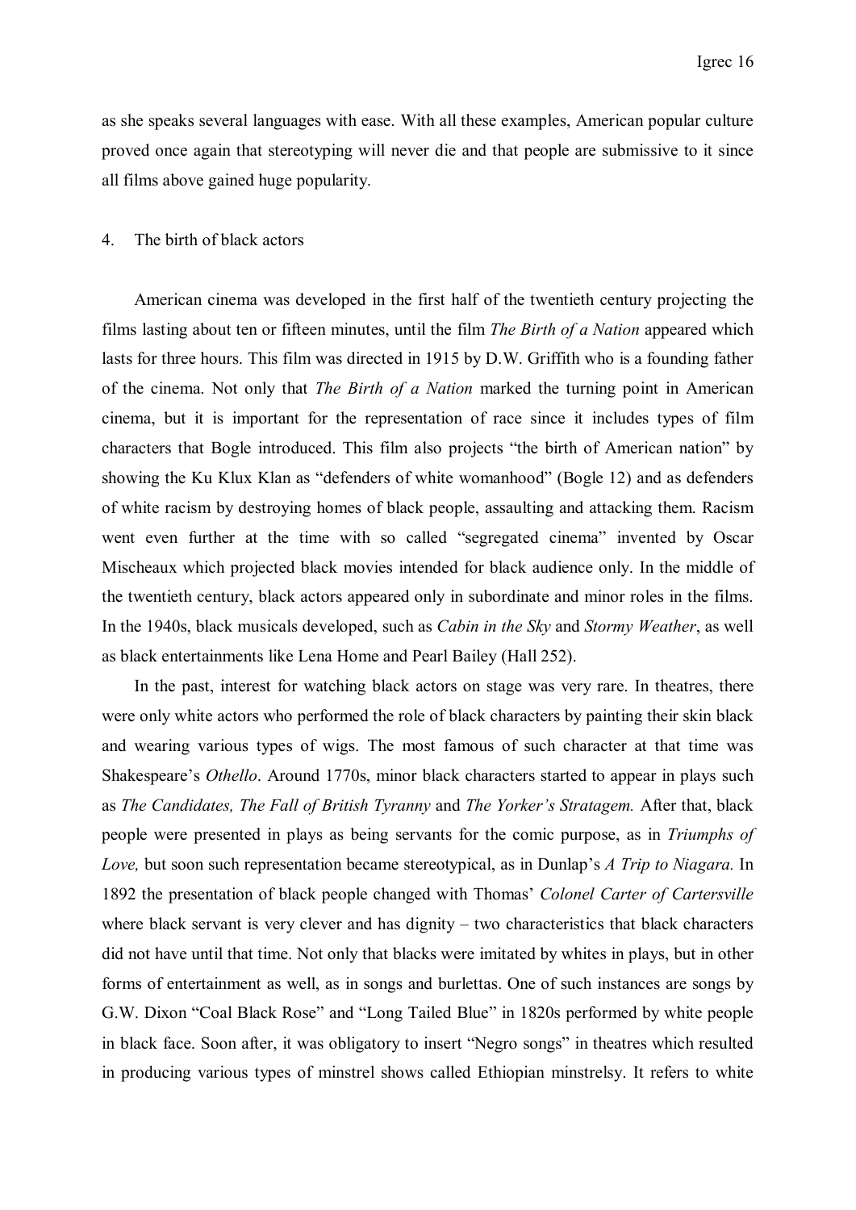as she speaks several languages with ease. With all these examples, American popular culture proved once again that stereotyping will never die and that people are submissive to it since all films above gained huge popularity.

## 4. The birth of black actors

American cinema was developed in the first half of the twentieth century projecting the films lasting about ten or fifteen minutes, until the film *The Birth of a Nation* appeared which lasts for three hours. This film was directed in 1915 by D.W. Griffith who is a founding father of the cinema. Not only that *The Birth of a Nation* marked the turning point in American cinema, but it is important for the representation of race since it includes types of film characters that Bogle introduced. This film also projects "the birth of American nation" by showing the Ku Klux Klan as "defenders of white womanhood" (Bogle 12) and as defenders of white racism by destroying homes of black people, assaulting and attacking them. Racism went even further at the time with so called "segregated cinema" invented by Oscar Mischeaux which projected black movies intended for black audience only. In the middle of the twentieth century, black actors appeared only in subordinate and minor roles in the films. In the 1940s, black musicals developed, such as *Cabin in the Sky* and *Stormy Weather*, as well as black entertainments like Lena Home and Pearl Bailey (Hall 252).

In the past, interest for watching black actors on stage was very rare. In theatres, there were only white actors who performed the role of black characters by painting their skin black and wearing various types of wigs. The most famous of such character at that time was Shakespeare's *Othello*. Around 1770s, minor black characters started to appear in plays such as *The Candidates, The Fall of British Tyranny* and *The Yorker's Stratagem.* After that, black people were presented in plays as being servants for the comic purpose, as in *Triumphs of Love,* but soon such representation became stereotypical, as in Dunlap's *A Trip to Niagara.* In 1892 the presentation of black people changed with Thomas' *Colonel Carter of Cartersville* where black servant is very clever and has dignity – two characteristics that black characters did not have until that time. Not only that blacks were imitated by whites in plays, but in other forms of entertainment as well, as in songs and burlettas. One of such instances are songs by G.W. Dixon "Coal Black Rose" and "Long Tailed Blue" in 1820s performed by white people in black face. Soon after, it was obligatory to insert "Negro songs" in theatres which resulted in producing various types of minstrel shows called Ethiopian minstrelsy. It refers to white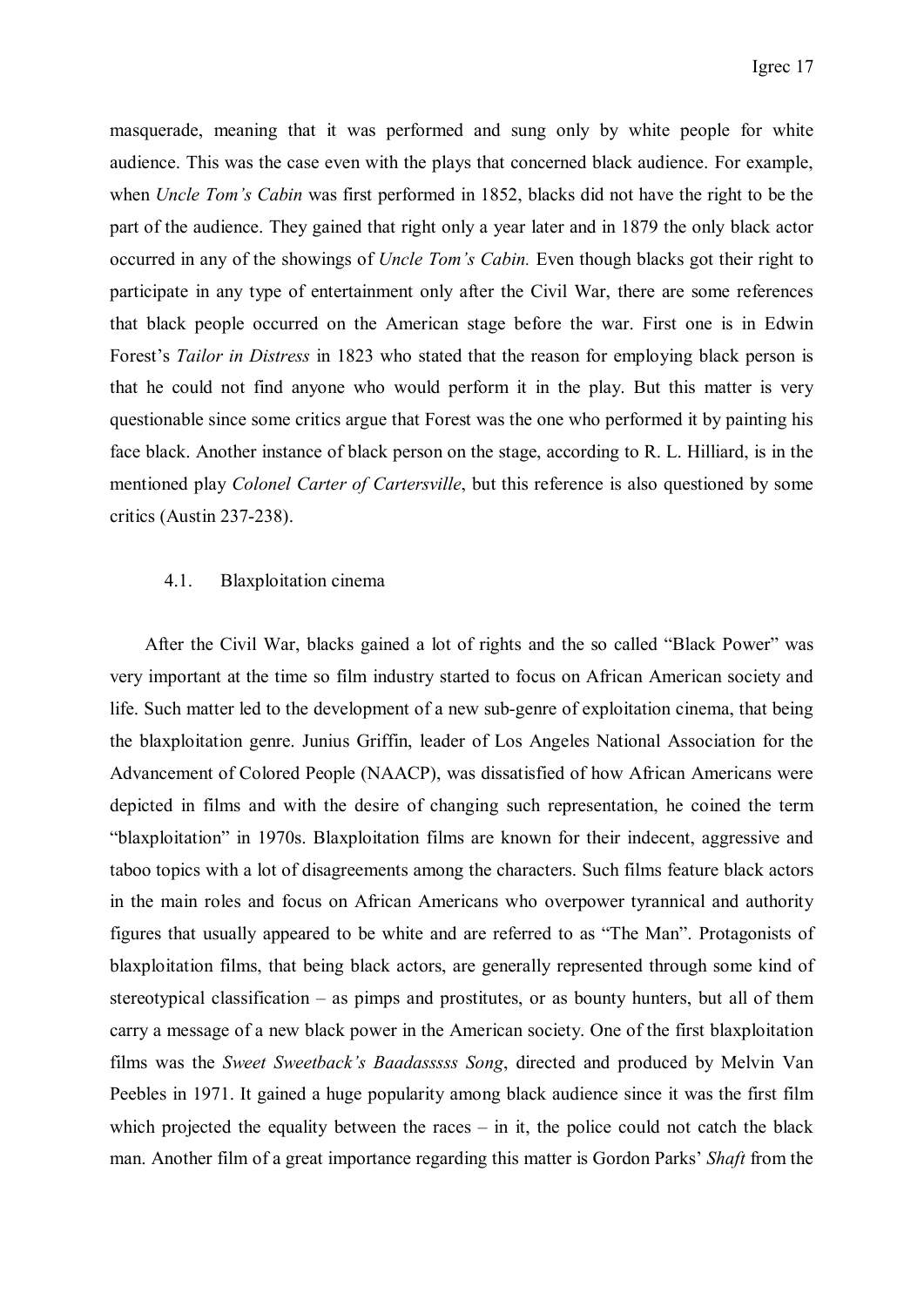masquerade, meaning that it was performed and sung only by white people for white audience. This was the case even with the plays that concerned black audience. For example, when *Uncle Tom's Cabin* was first performed in 1852, blacks did not have the right to be the part of the audience. They gained that right only a year later and in 1879 the only black actor occurred in any of the showings of *Uncle Tom's Cabin.* Even though blacks got their right to participate in any type of entertainment only after the Civil War, there are some references that black people occurred on the American stage before the war. First one is in Edwin Forest's *Tailor in Distress* in 1823 who stated that the reason for employing black person is that he could not find anyone who would perform it in the play. But this matter is very questionable since some critics argue that Forest was the one who performed it by painting his face black. Another instance of black person on the stage, according to R. L. Hilliard, is in the mentioned play *Colonel Carter of Cartersville*, but this reference is also questioned by some critics (Austin 237-238).

### 4.1. Blaxploitation cinema

After the Civil War, blacks gained a lot of rights and the so called "Black Power" was very important at the time so film industry started to focus on African American society and life. Such matter led to the development of a new sub-genre of exploitation cinema, that being the blaxploitation genre. Junius Griffin, leader of Los Angeles National Association for the Advancement of Colored People (NAACP), was dissatisfied of how African Americans were depicted in films and with the desire of changing such representation, he coined the term "blaxploitation" in 1970s. Blaxploitation films are known for their indecent, aggressive and taboo topics with a lot of disagreements among the characters. Such films feature black actors in the main roles and focus on African Americans who overpower tyrannical and authority figures that usually appeared to be white and are referred to as "The Man". Protagonists of blaxploitation films, that being black actors, are generally represented through some kind of stereotypical classification – as pimps and prostitutes, or as bounty hunters, but all of them carry a message of a new black power in the American society. One of the first blaxploitation films was the *Sweet Sweetback's Baadasssss Song*, directed and produced by Melvin Van Peebles in 1971. It gained a huge popularity among black audience since it was the first film which projected the equality between the races – in it, the police could not catch the black man. Another film of a great importance regarding this matter is Gordon Parks' *Shaft* from the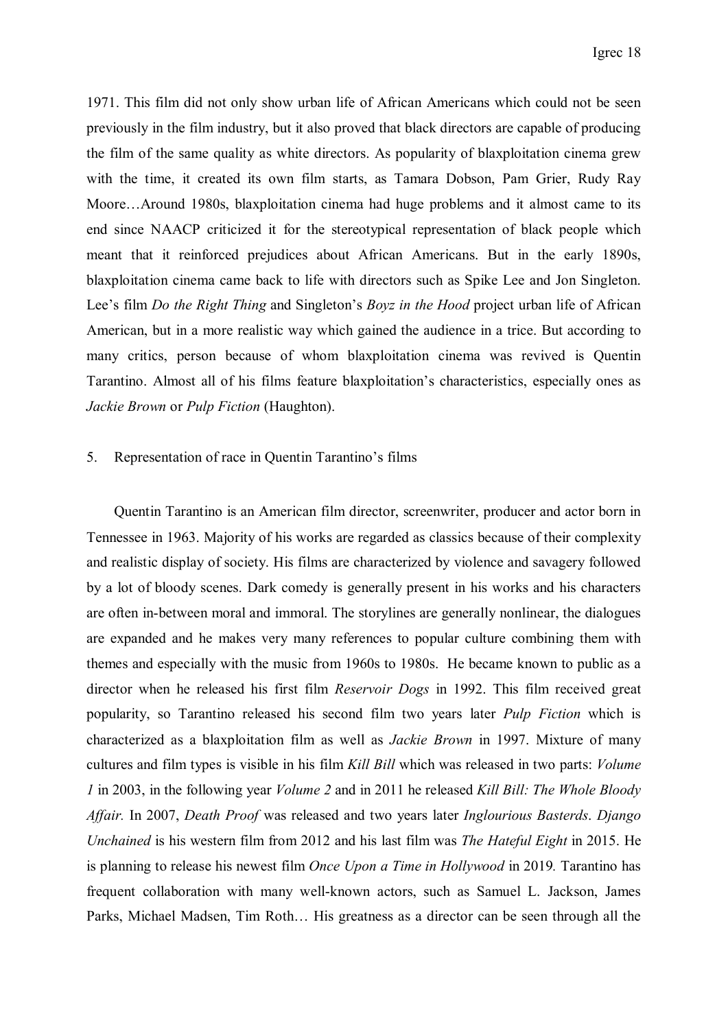1971. This film did not only show urban life of African Americans which could not be seen previously in the film industry, but it also proved that black directors are capable of producing the film of the same quality as white directors. As popularity of blaxploitation cinema grew with the time, it created its own film starts, as Tamara Dobson, Pam Grier, Rudy Ray Moore…Around 1980s, blaxploitation cinema had huge problems and it almost came to its end since NAACP criticized it for the stereotypical representation of black people which meant that it reinforced prejudices about African Americans. But in the early 1890s, blaxploitation cinema came back to life with directors such as Spike Lee and Jon Singleton. Lee's film *Do the Right Thing* and Singleton's *Boyz in the Hood* project urban life of African American, but in a more realistic way which gained the audience in a trice. But according to many critics, person because of whom blaxploitation cinema was revived is Quentin Tarantino. Almost all of his films feature blaxploitation's characteristics, especially ones as *Jackie Brown* or *Pulp Fiction* (Haughton).

## 5. Representation of race in Quentin Tarantino's films

Quentin Tarantino is an American film director, screenwriter, producer and actor born in Tennessee in 1963. Majority of his works are regarded as classics because of their complexity and realistic display of society. His films are characterized by violence and savagery followed by a lot of bloody scenes. Dark comedy is generally present in his works and his characters are often in-between moral and immoral. The storylines are generally nonlinear, the dialogues are expanded and he makes very many references to popular culture combining them with themes and especially with the music from 1960s to 1980s. He became known to public as a director when he released his first film *Reservoir Dogs* in 1992. This film received great popularity, so Tarantino released his second film two years later *Pulp Fiction* which is characterized as a blaxploitation film as well as *Jackie Brown* in 1997. Mixture of many cultures and film types is visible in his film *Kill Bill* which was released in two parts: *Volume 1* in 2003, in the following year *Volume 2* and in 2011 he released *Kill Bill: The Whole Bloody Affair.* In 2007, *Death Proof* was released and two years later *Inglourious Basterds*. *Django Unchained* is his western film from 2012 and his last film was *The Hateful Eight* in 2015. He is planning to release his newest film *Once Upon a Time in Hollywood* in 2019. Tarantino has frequent collaboration with many well-known actors, such as Samuel L. Jackson, James Parks, Michael Madsen, Tim Roth… His greatness as a director can be seen through all the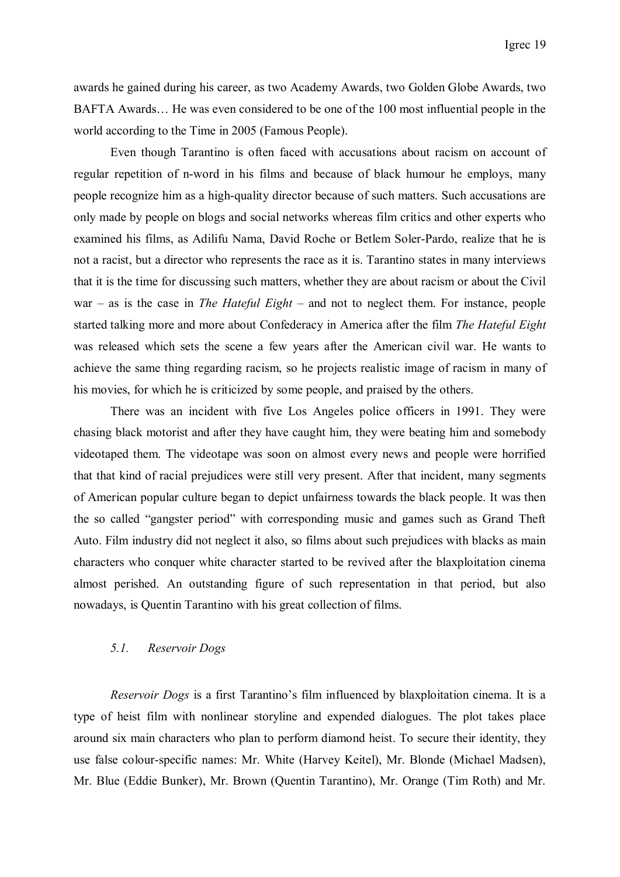awards he gained during his career, as two Academy Awards, two Golden Globe Awards, two BAFTA Awards… He was even considered to be one of the 100 most influential people in the world according to the Time in 2005 (Famous People).

Even though Tarantino is often faced with accusations about racism on account of regular repetition of n-word in his films and because of black humour he employs, many people recognize him as a high-quality director because of such matters. Such accusations are only made by people on blogs and social networks whereas film critics and other experts who examined his films, as Adilifu Nama, David Roche or Betlem Soler-Pardo, realize that he is not a racist, but a director who represents the race as it is. Tarantino states in many interviews that it is the time for discussing such matters, whether they are about racism or about the Civil war – as is the case in *The Hateful Eight* – and not to neglect them. For instance, people started talking more and more about Confederacy in America after the film *The Hateful Eight* was released which sets the scene a few years after the American civil war. He wants to achieve the same thing regarding racism, so he projects realistic image of racism in many of his movies, for which he is criticized by some people, and praised by the others.

There was an incident with five Los Angeles police officers in 1991. They were chasing black motorist and after they have caught him, they were beating him and somebody videotaped them. The videotape was soon on almost every news and people were horrified that that kind of racial prejudices were still very present. After that incident, many segments of American popular culture began to depict unfairness towards the black people. It was then the so called "gangster period" with corresponding music and games such as Grand Theft Auto. Film industry did not neglect it also, so films about such prejudices with blacks as main characters who conquer white character started to be revived after the blaxploitation cinema almost perished. An outstanding figure of such representation in that period, but also nowadays, is Quentin Tarantino with his great collection of films.

### *5.1. Reservoir Dogs*

*Reservoir Dogs* is a first Tarantino's film influenced by blaxploitation cinema. It is a type of heist film with nonlinear storyline and expended dialogues. The plot takes place around six main characters who plan to perform diamond heist. To secure their identity, they use false colour-specific names: Mr. White (Harvey Keitel), Mr. Blonde (Michael Madsen), Mr. Blue (Eddie Bunker), Mr. Brown (Quentin Tarantino), Mr. Orange (Tim Roth) and Mr.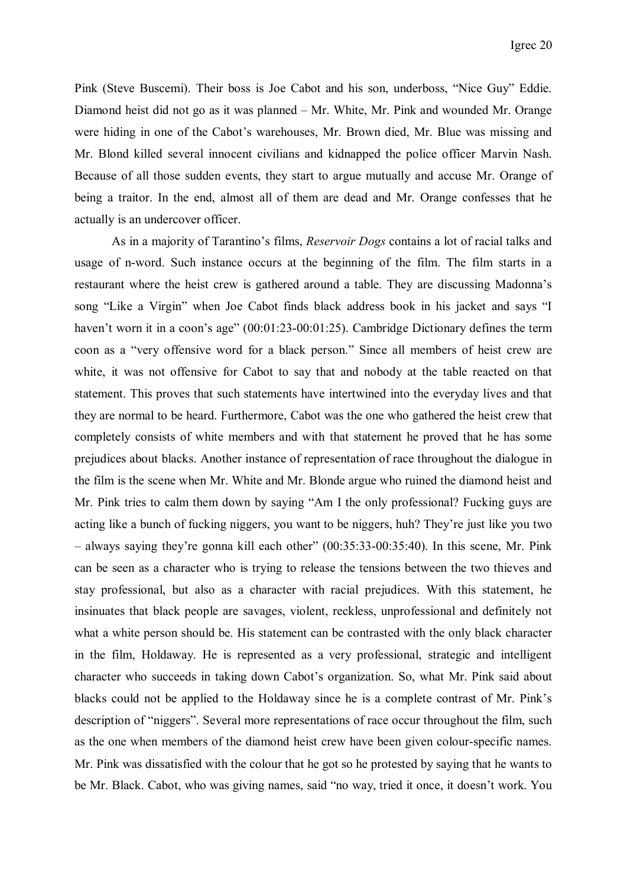Pink (Steve Buscemi). Their boss is Joe Cabot and his son, underboss, "Nice Guy" Eddie. Diamond heist did not go as it was planned – Mr. White, Mr. Pink and wounded Mr. Orange were hiding in one of the Cabot's warehouses, Mr. Brown died, Mr. Blue was missing and Mr. Blond killed several innocent civilians and kidnapped the police officer Marvin Nash. Because of all those sudden events, they start to argue mutually and accuse Mr. Orange of being a traitor. In the end, almost all of them are dead and Mr. Orange confesses that he actually is an undercover officer.

As in a majority of Tarantino's films, *Reservoir Dogs* contains a lot of racial talks and usage of n-word. Such instance occurs at the beginning of the film. The film starts in a restaurant where the heist crew is gathered around a table. They are discussing Madonna's song "Like a Virgin" when Joe Cabot finds black address book in his jacket and says "I haven't worn it in a coon's age" (00:01:23-00:01:25). Cambridge Dictionary defines the term coon as a "very offensive word for a black person." Since all members of heist crew are white, it was not offensive for Cabot to say that and nobody at the table reacted on that statement. This proves that such statements have intertwined into the everyday lives and that they are normal to be heard. Furthermore, Cabot was the one who gathered the heist crew that completely consists of white members and with that statement he proved that he has some prejudices about blacks. Another instance of representation of race throughout the dialogue in the film is the scene when Mr. White and Mr. Blonde argue who ruined the diamond heist and Mr. Pink tries to calm them down by saying "Am I the only professional? Fucking guys are acting like a bunch of fucking niggers, you want to be niggers, huh? They're just like you two – always saying they're gonna kill each other" (00:35:33-00:35:40). In this scene, Mr. Pink can be seen as a character who is trying to release the tensions between the two thieves and stay professional, but also as a character with racial prejudices. With this statement, he insinuates that black people are savages, violent, reckless, unprofessional and definitely not what a white person should be. His statement can be contrasted with the only black character in the film, Holdaway. He is represented as a very professional, strategic and intelligent character who succeeds in taking down Cabot's organization. So, what Mr. Pink said about blacks could not be applied to the Holdaway since he is a complete contrast of Mr. Pink's description of "niggers". Several more representations of race occur throughout the film, such as the one when members of the diamond heist crew have been given colour-specific names. Mr. Pink was dissatisfied with the colour that he got so he protested by saying that he wants to be Mr. Black. Cabot, who was giving names, said "no way, tried it once, it doesn't work. You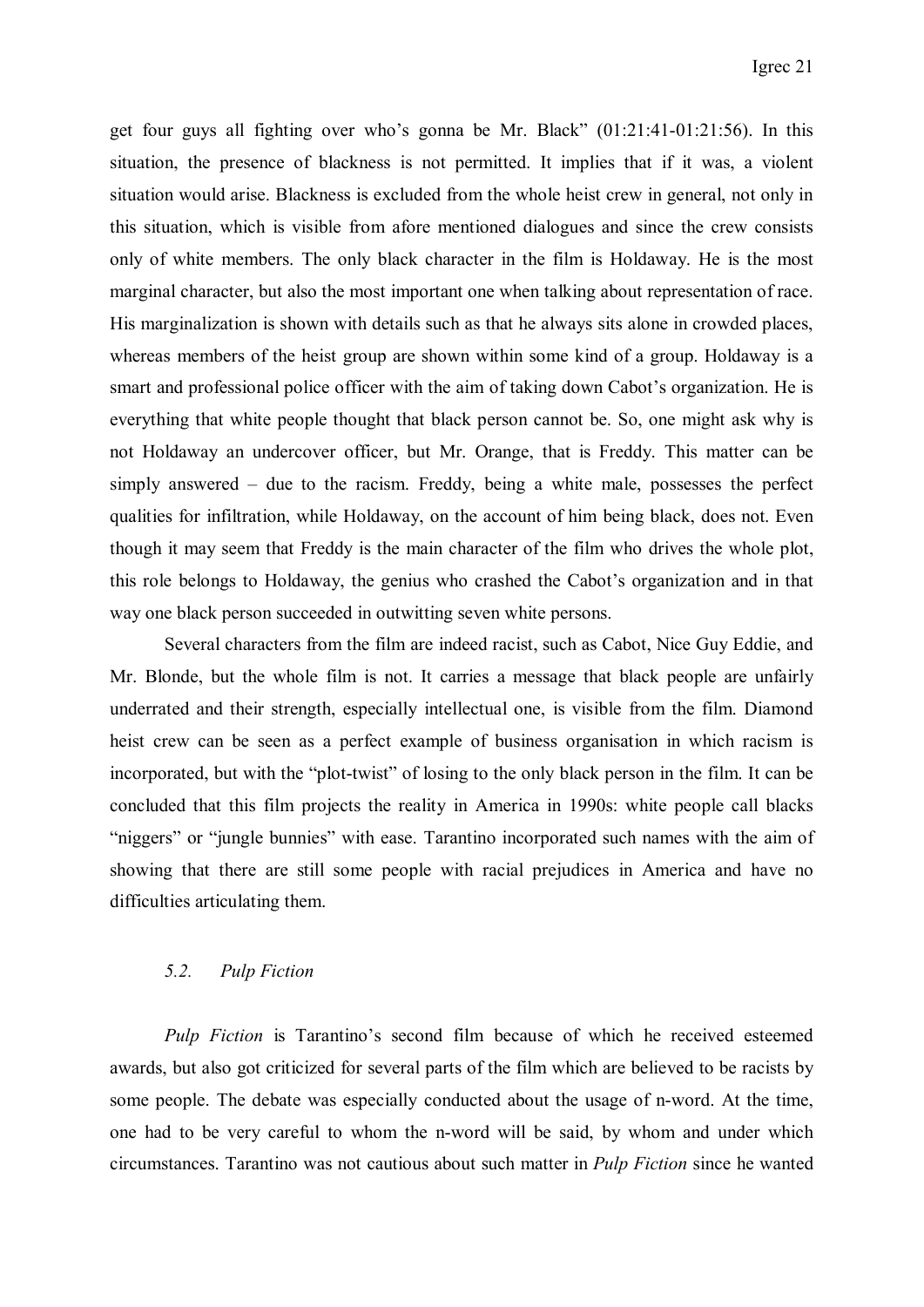get four guys all fighting over who's gonna be Mr. Black" (01:21:41-01:21:56). In this situation, the presence of blackness is not permitted. It implies that if it was, a violent situation would arise. Blackness is excluded from the whole heist crew in general, not only in this situation, which is visible from afore mentioned dialogues and since the crew consists only of white members. The only black character in the film is Holdaway. He is the most marginal character, but also the most important one when talking about representation of race. His marginalization is shown with details such as that he always sits alone in crowded places, whereas members of the heist group are shown within some kind of a group. Holdaway is a smart and professional police officer with the aim of taking down Cabot's organization. He is everything that white people thought that black person cannot be. So, one might ask why is not Holdaway an undercover officer, but Mr. Orange, that is Freddy. This matter can be simply answered – due to the racism. Freddy, being a white male, possesses the perfect qualities for infiltration, while Holdaway, on the account of him being black, does not. Even though it may seem that Freddy is the main character of the film who drives the whole plot, this role belongs to Holdaway, the genius who crashed the Cabot's organization and in that way one black person succeeded in outwitting seven white persons.

Several characters from the film are indeed racist, such as Cabot, Nice Guy Eddie, and Mr. Blonde, but the whole film is not. It carries a message that black people are unfairly underrated and their strength, especially intellectual one, is visible from the film. Diamond heist crew can be seen as a perfect example of business organisation in which racism is incorporated, but with the "plot-twist" of losing to the only black person in the film. It can be concluded that this film projects the reality in America in 1990s: white people call blacks "niggers" or "jungle bunnies" with ease. Tarantino incorporated such names with the aim of showing that there are still some people with racial prejudices in America and have no difficulties articulating them.

### *5.2. Pulp Fiction*

*Pulp Fiction* is Tarantino's second film because of which he received esteemed awards, but also got criticized for several parts of the film which are believed to be racists by some people. The debate was especially conducted about the usage of n-word. At the time, one had to be very careful to whom the n-word will be said, by whom and under which circumstances. Tarantino was not cautious about such matter in *Pulp Fiction* since he wanted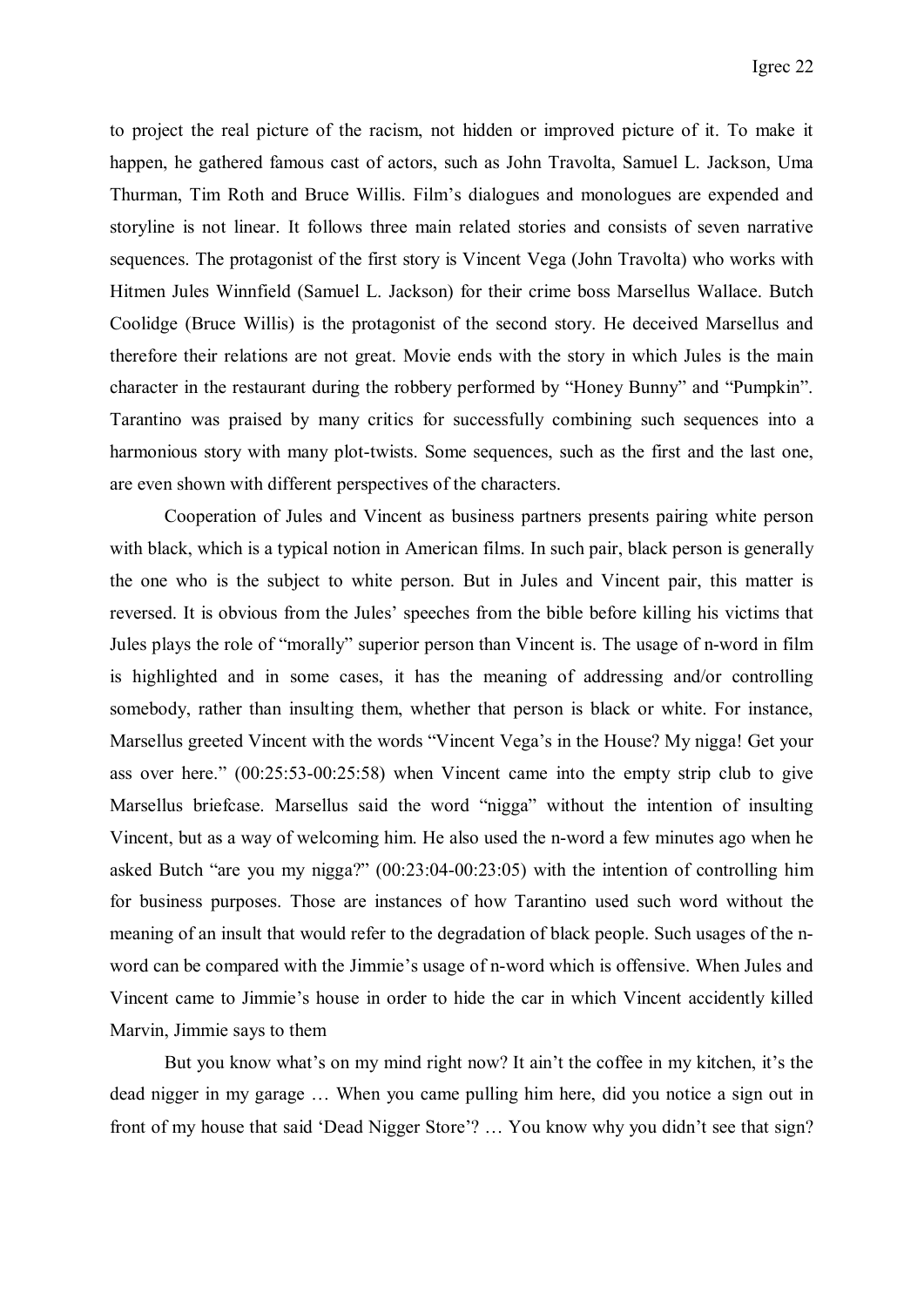to project the real picture of the racism, not hidden or improved picture of it. To make it happen, he gathered famous cast of actors, such as John Travolta, Samuel L. Jackson, Uma Thurman, Tim Roth and Bruce Willis. Film's dialogues and monologues are expended and storyline is not linear. It follows three main related stories and consists of seven narrative sequences. The protagonist of the first story is Vincent Vega (John Travolta) who works with Hitmen Jules Winnfield (Samuel L. Jackson) for their crime boss Marsellus Wallace. Butch Coolidge (Bruce Willis) is the protagonist of the second story. He deceived Marsellus and therefore their relations are not great. Movie ends with the story in which Jules is the main character in the restaurant during the robbery performed by "Honey Bunny" and "Pumpkin". Tarantino was praised by many critics for successfully combining such sequences into a harmonious story with many plot-twists. Some sequences, such as the first and the last one, are even shown with different perspectives of the characters.

Cooperation of Jules and Vincent as business partners presents pairing white person with black, which is a typical notion in American films. In such pair, black person is generally the one who is the subject to white person. But in Jules and Vincent pair, this matter is reversed. It is obvious from the Jules' speeches from the bible before killing his victims that Jules plays the role of "morally" superior person than Vincent is. The usage of n-word in film is highlighted and in some cases, it has the meaning of addressing and/or controlling somebody, rather than insulting them, whether that person is black or white. For instance, Marsellus greeted Vincent with the words "Vincent Vega's in the House? My nigga! Get your ass over here." (00:25:53-00:25:58) when Vincent came into the empty strip club to give Marsellus briefcase. Marsellus said the word "nigga" without the intention of insulting Vincent, but as a way of welcoming him. He also used the n-word a few minutes ago when he asked Butch "are you my nigga?" (00:23:04-00:23:05) with the intention of controlling him for business purposes. Those are instances of how Tarantino used such word without the meaning of an insult that would refer to the degradation of black people. Such usages of the n-word can be compared with the Jimmie's usage of n-word which is offensive. When Jules and Vincent came to Jimmie's house in order to hide the car in which Vincent accidently killed Marvin, Jimmie says to them

But you know what's on my mind right now? It ain't the coffee in my kitchen, it's the dead nigger in my garage … When you came pulling him here, did you notice a sign out in front of my house that said 'Dead Nigger Store'? … You know why you didn't see that sign?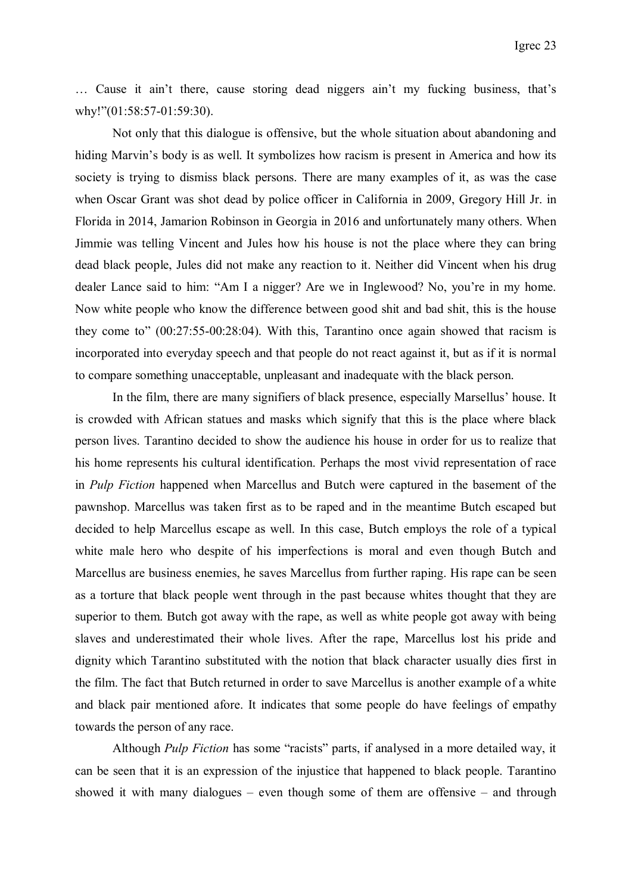… Cause it ain't there, cause storing dead niggers ain't my fucking business, that's why!"(01:58:57-01:59:30).

Not only that this dialogue is offensive, but the whole situation about abandoning and hiding Marvin's body is as well. It symbolizes how racism is present in America and how its society is trying to dismiss black persons. There are many examples of it, as was the case when Oscar Grant was shot dead by police officer in California in 2009, Gregory Hill Jr. in Florida in 2014, Jamarion Robinson in Georgia in 2016 and unfortunately many others. When Jimmie was telling Vincent and Jules how his house is not the place where they can bring dead black people, Jules did not make any reaction to it. Neither did Vincent when his drug dealer Lance said to him: "Am I a nigger? Are we in Inglewood? No, you're in my home. Now white people who know the difference between good shit and bad shit, this is the house they come to" (00:27:55-00:28:04). With this, Tarantino once again showed that racism is incorporated into everyday speech and that people do not react against it, but as if it is normal to compare something unacceptable, unpleasant and inadequate with the black person.

In the film, there are many signifiers of black presence, especially Marsellus' house. It is crowded with African statues and masks which signify that this is the place where black person lives. Tarantino decided to show the audience his house in order for us to realize that his home represents his cultural identification. Perhaps the most vivid representation of race in *Pulp Fiction* happened when Marcellus and Butch were captured in the basement of the pawnshop. Marcellus was taken first as to be raped and in the meantime Butch escaped but decided to help Marcellus escape as well. In this case, Butch employs the role of a typical white male hero who despite of his imperfections is moral and even though Butch and Marcellus are business enemies, he saves Marcellus from further raping. His rape can be seen as a torture that black people went through in the past because whites thought that they are superior to them. Butch got away with the rape, as well as white people got away with being slaves and underestimated their whole lives. After the rape, Marcellus lost his pride and dignity which Tarantino substituted with the notion that black character usually dies first in the film. The fact that Butch returned in order to save Marcellus is another example of a white and black pair mentioned afore. It indicates that some people do have feelings of empathy towards the person of any race.

Although *Pulp Fiction* has some "racists" parts, if analysed in a more detailed way, it can be seen that it is an expression of the injustice that happened to black people. Tarantino showed it with many dialogues – even though some of them are offensive – and through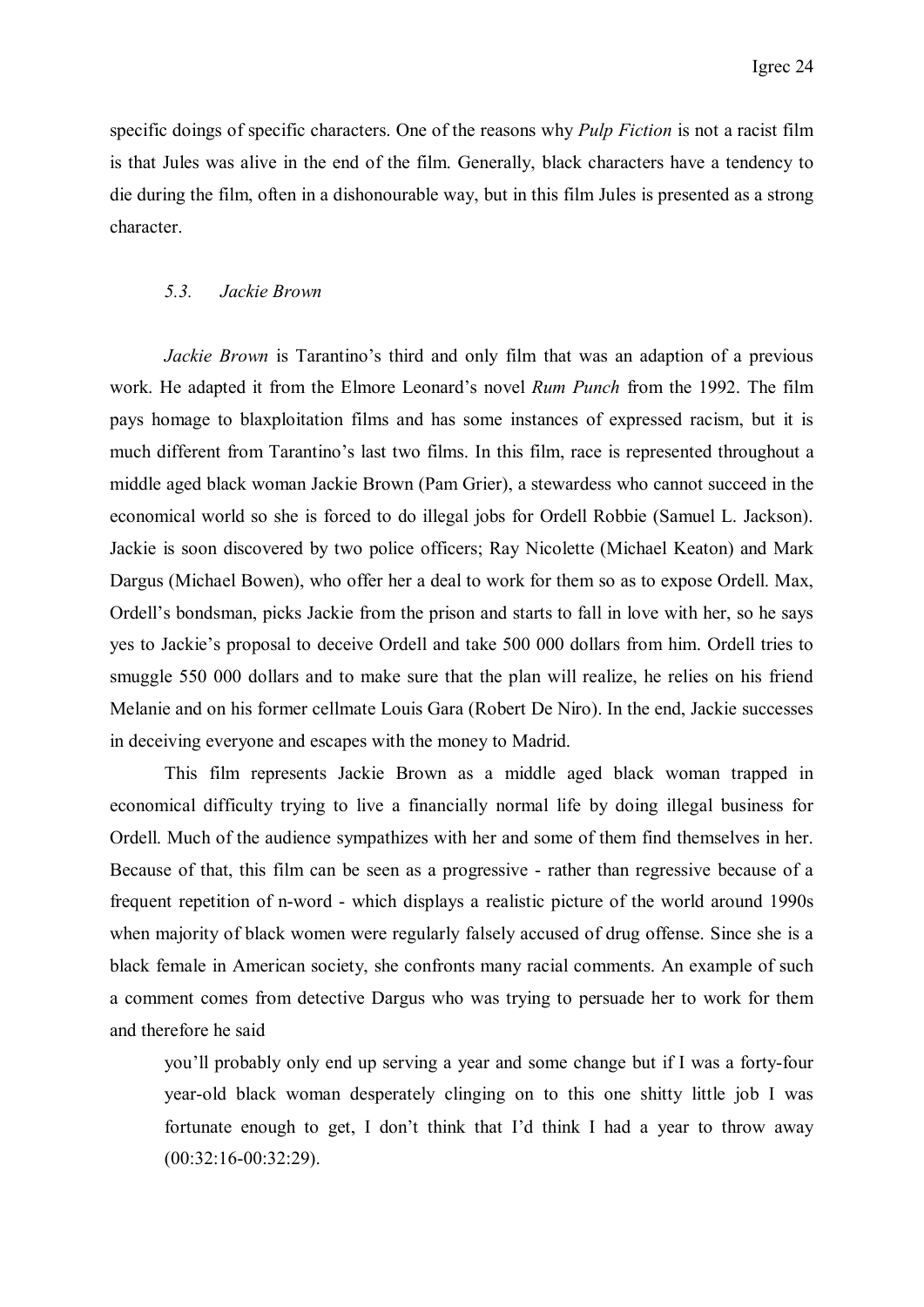specific doings of specific characters. One of the reasons why *Pulp Fiction* is not a racist film is that Jules was alive in the end of the film. Generally, black characters have a tendency to die during the film, often in a dishonourable way, but in this film Jules is presented as a strong character.

### *5.3. Jackie Brown*

*Jackie Brown* is Tarantino's third and only film that was an adaption of a previous work. He adapted it from the Elmore Leonard's novel *Rum Punch* from the 1992. The film pays homage to blaxploitation films and has some instances of expressed racism, but it is much different from Tarantino's last two films. In this film, race is represented throughout a middle aged black woman Jackie Brown (Pam Grier), a stewardess who cannot succeed in the economical world so she is forced to do illegal jobs for Ordell Robbie (Samuel L. Jackson). Jackie is soon discovered by two police officers; Ray Nicolette (Michael Keaton) and Mark Dargus (Michael Bowen), who offer her a deal to work for them so as to expose Ordell. Max, Ordell's bondsman, picks Jackie from the prison and starts to fall in love with her, so he says yes to Jackie's proposal to deceive Ordell and take 500 000 dollars from him. Ordell tries to smuggle 550 000 dollars and to make sure that the plan will realize, he relies on his friend Melanie and on his former cellmate Louis Gara (Robert De Niro). In the end, Jackie successes in deceiving everyone and escapes with the money to Madrid.

This film represents Jackie Brown as a middle aged black woman trapped in economical difficulty trying to live a financially normal life by doing illegal business for Ordell. Much of the audience sympathizes with her and some of them find themselves in her. Because of that, this film can be seen as a progressive - rather than regressive because of a frequent repetition of n-word - which displays a realistic picture of the world around 1990s when majority of black women were regularly falsely accused of drug offense. Since she is a black female in American society, she confronts many racial comments. An example of such a comment comes from detective Dargus who was trying to persuade her to work for them and therefore he said

> you'll probably only end up serving a year and some change but if I was a forty-four year-old black woman desperately clinging on to this one shitty little job I was fortunate enough to get, I don't think that I'd think I had a year to throw away (00:32:16-00:32:29).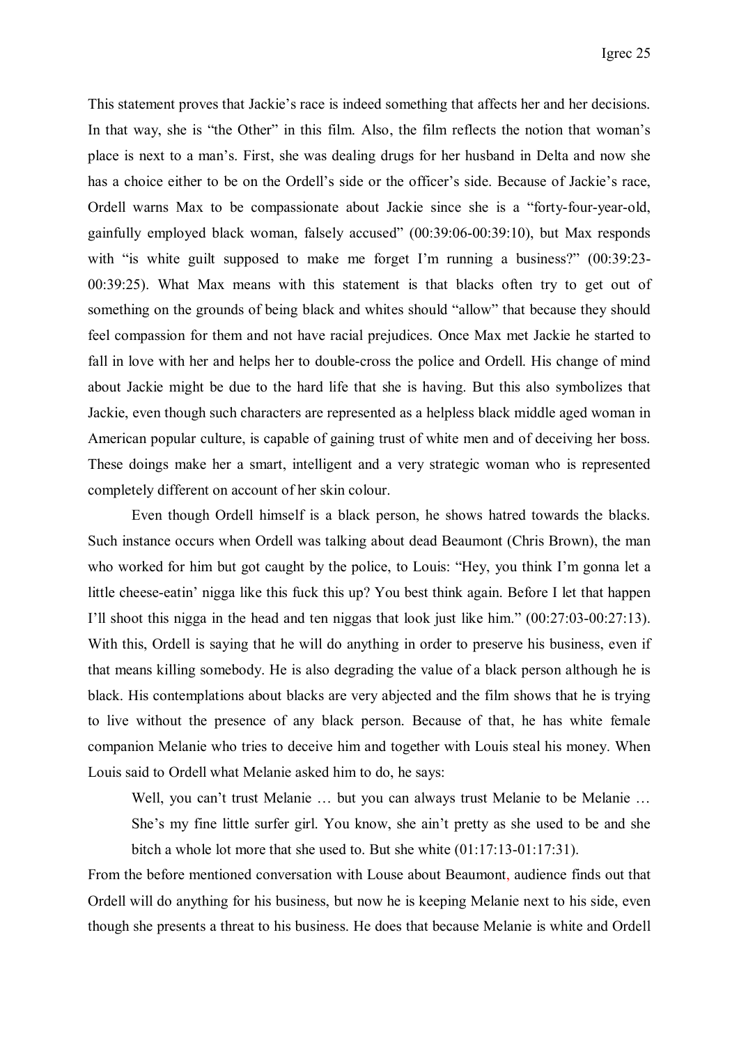This statement proves that Jackie's race is indeed something that affects her and her decisions. In that way, she is "the Other" in this film. Also, the film reflects the notion that woman's place is next to a man's. First, she was dealing drugs for her husband in Delta and now she has a choice either to be on the Ordell's side or the officer's side. Because of Jackie's race, Ordell warns Max to be compassionate about Jackie since she is a "forty-four-year-old, gainfully employed black woman, falsely accused" (00:39:06-00:39:10), but Max responds with "is white guilt supposed to make me forget I'm running a business?" (00:39:23-00:39:25). What Max means with this statement is that blacks often try to get out of something on the grounds of being black and whites should "allow" that because they should feel compassion for them and not have racial prejudices. Once Max met Jackie he started to fall in love with her and helps her to double-cross the police and Ordell. His change of mind about Jackie might be due to the hard life that she is having. But this also symbolizes that Jackie, even though such characters are represented as a helpless black middle aged woman in American popular culture, is capable of gaining trust of white men and of deceiving her boss. These doings make her a smart, intelligent and a very strategic woman who is represented completely different on account of her skin colour.

Even though Ordell himself is a black person, he shows hatred towards the blacks. Such instance occurs when Ordell was talking about dead Beaumont (Chris Brown), the man who worked for him but got caught by the police, to Louis: "Hey, you think I'm gonna let a little cheese-eatin' nigga like this fuck this up? You best think again. Before I let that happen I'll shoot this nigga in the head and ten niggas that look just like him." (00:27:03-00:27:13). With this, Ordell is saying that he will do anything in order to preserve his business, even if that means killing somebody. He is also degrading the value of a black person although he is black. His contemplations about blacks are very abjected and the film shows that he is trying to live without the presence of any black person. Because of that, he has white female companion Melanie who tries to deceive him and together with Louis steal his money. When Louis said to Ordell what Melanie asked him to do, he says:

> Well, you can't trust Melanie … but you can always trust Melanie to be Melanie … She's my fine little surfer girl. You know, she ain't pretty as she used to be and she bitch a whole lot more that she used to. But she white (01:17:13-01:17:31).

From the before mentioned conversation with Louse about Beaumont, audience finds out that Ordell will do anything for his business, but now he is keeping Melanie next to his side, even though she presents a threat to his business. He does that because Melanie is white and Ordell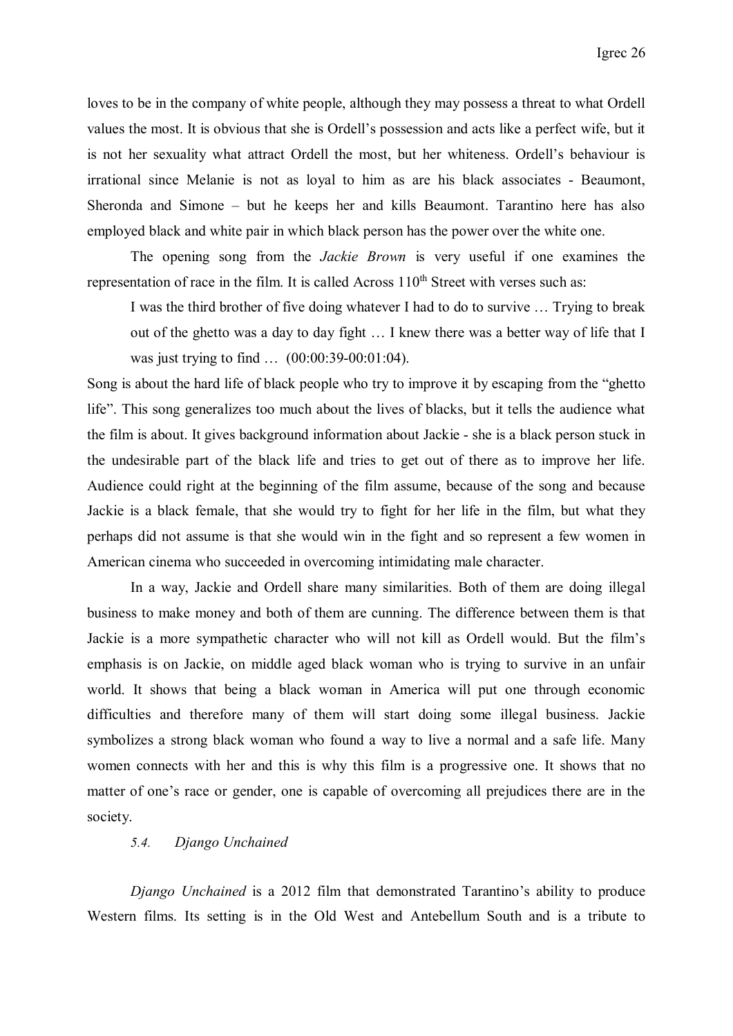loves to be in the company of white people, although they may possess a threat to what Ordell values the most. It is obvious that she is Ordell's possession and acts like a perfect wife, but it is not her sexuality what attract Ordell the most, but her whiteness. Ordell's behaviour is irrational since Melanie is not as loyal to him as are his black associates - Beaumont, Sheronda and Simone – but he keeps her and kills Beaumont. Tarantino here has also employed black and white pair in which black person has the power over the white one.

The opening song from the *Jackie Brown* is very useful if one examines the representation of race in the film. It is called Across 110th Street with verses such as:

> I was the third brother of five doing whatever I had to do to survive … Trying to break out of the ghetto was a day to day fight … I knew there was a better way of life that I was just trying to find … (00:00:39-00:01:04).

Song is about the hard life of black people who try to improve it by escaping from the "ghetto life". This song generalizes too much about the lives of blacks, but it tells the audience what the film is about. It gives background information about Jackie - she is a black person stuck in the undesirable part of the black life and tries to get out of there as to improve her life. Audience could right at the beginning of the film assume, because of the song and because Jackie is a black female, that she would try to fight for her life in the film, but what they perhaps did not assume is that she would win in the fight and so represent a few women in American cinema who succeeded in overcoming intimidating male character.

In a way, Jackie and Ordell share many similarities. Both of them are doing illegal business to make money and both of them are cunning. The difference between them is that Jackie is a more sympathetic character who will not kill as Ordell would. But the film's emphasis is on Jackie, on middle aged black woman who is trying to survive in an unfair world. It shows that being a black woman in America will put one through economic difficulties and therefore many of them will start doing some illegal business. Jackie symbolizes a strong black woman who found a way to live a normal and a safe life. Many women connects with her and this is why this film is a progressive one. It shows that no matter of one's race or gender, one is capable of overcoming all prejudices there are in the society.

### *5.4. Django Unchained*

*Django Unchained* is a 2012 film that demonstrated Tarantino's ability to produce Western films. Its setting is in the Old West and Antebellum South and is a tribute to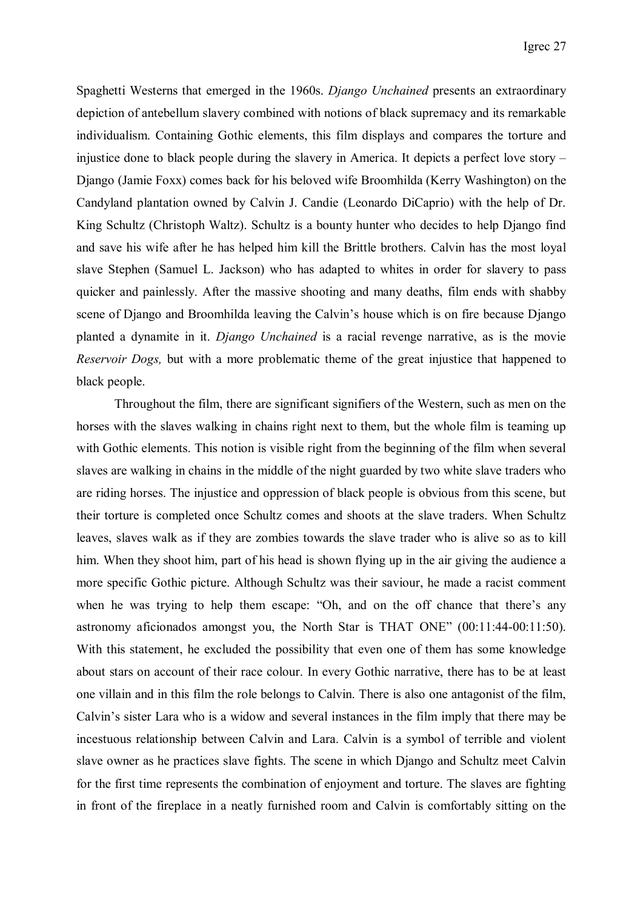Spaghetti Westerns that emerged in the 1960s. *Django Unchained* presents an extraordinary depiction of antebellum slavery combined with notions of black supremacy and its remarkable individualism. Containing Gothic elements, this film displays and compares the torture and injustice done to black people during the slavery in America. It depicts a perfect love story – Django (Jamie Foxx) comes back for his beloved wife Broomhilda (Kerry Washington) on the Candyland plantation owned by Calvin J. Candie (Leonardo DiCaprio) with the help of Dr. King Schultz (Christoph Waltz). Schultz is a bounty hunter who decides to help Django find and save his wife after he has helped him kill the Brittle brothers. Calvin has the most loyal slave Stephen (Samuel L. Jackson) who has adapted to whites in order for slavery to pass quicker and painlessly. After the massive shooting and many deaths, film ends with shabby scene of Django and Broomhilda leaving the Calvin's house which is on fire because Django planted a dynamite in it. *Django Unchained* is a racial revenge narrative, as is the movie *Reservoir Dogs,* but with a more problematic theme of the great injustice that happened to black people.

Throughout the film, there are significant signifiers of the Western, such as men on the horses with the slaves walking in chains right next to them, but the whole film is teaming up with Gothic elements. This notion is visible right from the beginning of the film when several slaves are walking in chains in the middle of the night guarded by two white slave traders who are riding horses. The injustice and oppression of black people is obvious from this scene, but their torture is completed once Schultz comes and shoots at the slave traders. When Schultz leaves, slaves walk as if they are zombies towards the slave trader who is alive so as to kill him. When they shoot him, part of his head is shown flying up in the air giving the audience a more specific Gothic picture. Although Schultz was their saviour, he made a racist comment when he was trying to help them escape: "Oh, and on the off chance that there's any astronomy aficionados amongst you, the North Star is THAT ONE" (00:11:44-00:11:50). With this statement, he excluded the possibility that even one of them has some knowledge about stars on account of their race colour. In every Gothic narrative, there has to be at least one villain and in this film the role belongs to Calvin. There is also one antagonist of the film, Calvin's sister Lara who is a widow and several instances in the film imply that there may be incestuous relationship between Calvin and Lara. Calvin is a symbol of terrible and violent slave owner as he practices slave fights. The scene in which Django and Schultz meet Calvin for the first time represents the combination of enjoyment and torture. The slaves are fighting in front of the fireplace in a neatly furnished room and Calvin is comfortably sitting on the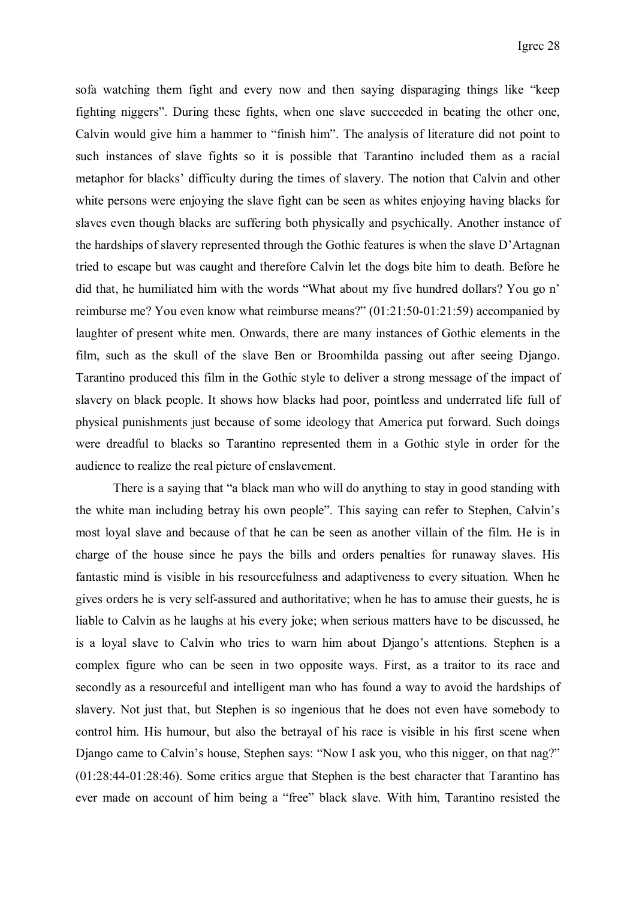sofa watching them fight and every now and then saying disparaging things like "keep fighting niggers". During these fights, when one slave succeeded in beating the other one, Calvin would give him a hammer to "finish him". The analysis of literature did not point to such instances of slave fights so it is possible that Tarantino included them as a racial metaphor for blacks' difficulty during the times of slavery. The notion that Calvin and other white persons were enjoying the slave fight can be seen as whites enjoying having blacks for slaves even though blacks are suffering both physically and psychically. Another instance of the hardships of slavery represented through the Gothic features is when the slave D'Artagnan tried to escape but was caught and therefore Calvin let the dogs bite him to death. Before he did that, he humiliated him with the words "What about my five hundred dollars? You go n' reimburse me? You even know what reimburse means?" (01:21:50-01:21:59) accompanied by laughter of present white men. Onwards, there are many instances of Gothic elements in the film, such as the skull of the slave Ben or Broomhilda passing out after seeing Django. Tarantino produced this film in the Gothic style to deliver a strong message of the impact of slavery on black people. It shows how blacks had poor, pointless and underrated life full of physical punishments just because of some ideology that America put forward. Such doings were dreadful to blacks so Tarantino represented them in a Gothic style in order for the audience to realize the real picture of enslavement.

There is a saying that "a black man who will do anything to stay in good standing with the white man including betray his own people". This saying can refer to Stephen, Calvin's most loyal slave and because of that he can be seen as another villain of the film. He is in charge of the house since he pays the bills and orders penalties for runaway slaves. His fantastic mind is visible in his resourcefulness and adaptiveness to every situation. When he gives orders he is very self-assured and authoritative; when he has to amuse their guests, he is liable to Calvin as he laughs at his every joke; when serious matters have to be discussed, he is a loyal slave to Calvin who tries to warn him about Django's attentions. Stephen is a complex figure who can be seen in two opposite ways. First, as a traitor to its race and secondly as a resourceful and intelligent man who has found a way to avoid the hardships of slavery. Not just that, but Stephen is so ingenious that he does not even have somebody to control him. His humour, but also the betrayal of his race is visible in his first scene when Django came to Calvin's house, Stephen says: "Now I ask you, who this nigger, on that nag?" (01:28:44-01:28:46). Some critics argue that Stephen is the best character that Tarantino has ever made on account of him being a "free" black slave. With him, Tarantino resisted the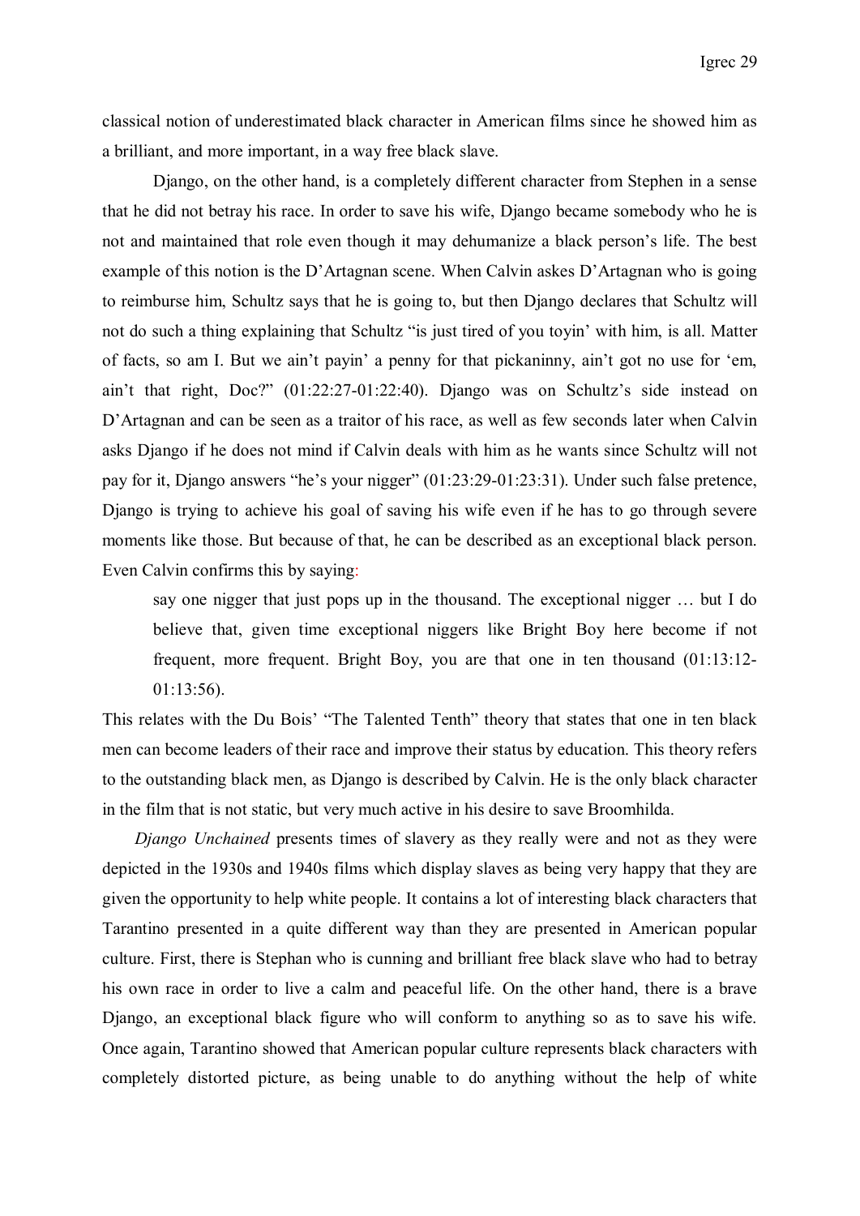classical notion of underestimated black character in American films since he showed him as a brilliant, and more important, in a way free black slave.

Django, on the other hand, is a completely different character from Stephen in a sense that he did not betray his race. In order to save his wife, Django became somebody who he is not and maintained that role even though it may dehumanize a black person's life. The best example of this notion is the D'Artagnan scene. When Calvin askes D'Artagnan who is going to reimburse him, Schultz says that he is going to, but then Django declares that Schultz will not do such a thing explaining that Schultz "is just tired of you toyin' with him, is all. Matter of facts, so am I. But we ain't payin' a penny for that pickaninny, ain't got no use for 'em, ain't that right, Doc?" (01:22:27-01:22:40). Django was on Schultz's side instead on D'Artagnan and can be seen as a traitor of his race, as well as few seconds later when Calvin asks Django if he does not mind if Calvin deals with him as he wants since Schultz will not pay for it, Django answers "he's your nigger" (01:23:29-01:23:31). Under such false pretence, Django is trying to achieve his goal of saving his wife even if he has to go through severe moments like those. But because of that, he can be described as an exceptional black person. Even Calvin confirms this by saying:

> say one nigger that just pops up in the thousand. The exceptional nigger … but I do believe that, given time exceptional niggers like Bright Boy here become if not frequent, more frequent. Bright Boy, you are that one in ten thousand (01:13:12-01:13:56).

This relates with the Du Bois' "The Talented Tenth" theory that states that one in ten black men can become leaders of their race and improve their status by education. This theory refers to the outstanding black men, as Django is described by Calvin. He is the only black character in the film that is not static, but very much active in his desire to save Broomhilda.

*Django Unchained* presents times of slavery as they really were and not as they were depicted in the 1930s and 1940s films which display slaves as being very happy that they are given the opportunity to help white people. It contains a lot of interesting black characters that Tarantino presented in a quite different way than they are presented in American popular culture. First, there is Stephan who is cunning and brilliant free black slave who had to betray his own race in order to live a calm and peaceful life. On the other hand, there is a brave Django, an exceptional black figure who will conform to anything so as to save his wife. Once again, Tarantino showed that American popular culture represents black characters with completely distorted picture, as being unable to do anything without the help of white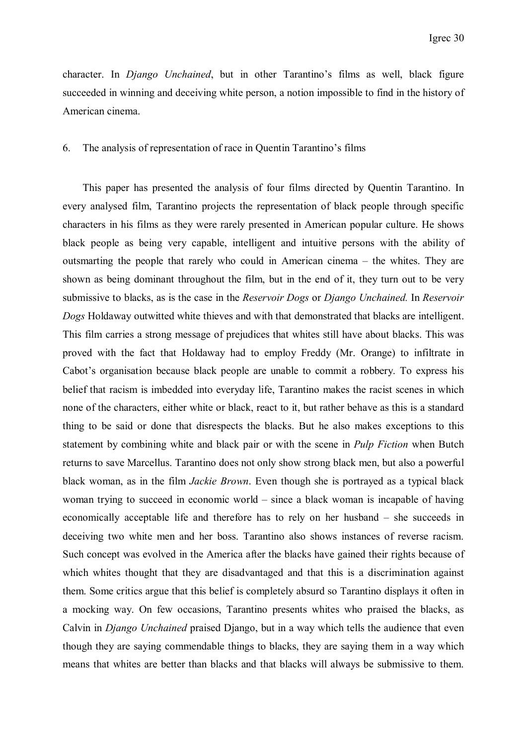character. In *Django Unchained*, but in other Tarantino's films as well, black figure succeeded in winning and deceiving white person, a notion impossible to find in the history of American cinema.

## 6. The analysis of representation of race in Quentin Tarantino's films

This paper has presented the analysis of four films directed by Quentin Tarantino. In every analysed film, Tarantino projects the representation of black people through specific characters in his films as they were rarely presented in American popular culture. He shows black people as being very capable, intelligent and intuitive persons with the ability of outsmarting the people that rarely who could in American cinema – the whites. They are shown as being dominant throughout the film, but in the end of it, they turn out to be very submissive to blacks, as is the case in the *Reservoir Dogs* or *Django Unchained.* In *Reservoir Dogs* Holdaway outwitted white thieves and with that demonstrated that blacks are intelligent. This film carries a strong message of prejudices that whites still have about blacks. This was proved with the fact that Holdaway had to employ Freddy (Mr. Orange) to infiltrate in Cabot's organisation because black people are unable to commit a robbery. To express his belief that racism is imbedded into everyday life, Tarantino makes the racist scenes in which none of the characters, either white or black, react to it, but rather behave as this is a standard thing to be said or done that disrespects the blacks. But he also makes exceptions to this statement by combining white and black pair or with the scene in *Pulp Fiction* when Butch returns to save Marcellus. Tarantino does not only show strong black men, but also a powerful black woman, as in the film *Jackie Brown*. Even though she is portrayed as a typical black woman trying to succeed in economic world – since a black woman is incapable of having economically acceptable life and therefore has to rely on her husband – she succeeds in deceiving two white men and her boss. Tarantino also shows instances of reverse racism. Such concept was evolved in the America after the blacks have gained their rights because of which whites thought that they are disadvantaged and that this is a discrimination against them. Some critics argue that this belief is completely absurd so Tarantino displays it often in a mocking way. On few occasions, Tarantino presents whites who praised the blacks, as Calvin in *Django Unchained* praised Django, but in a way which tells the audience that even though they are saying commendable things to blacks, they are saying them in a way which means that whites are better than blacks and that blacks will always be submissive to them.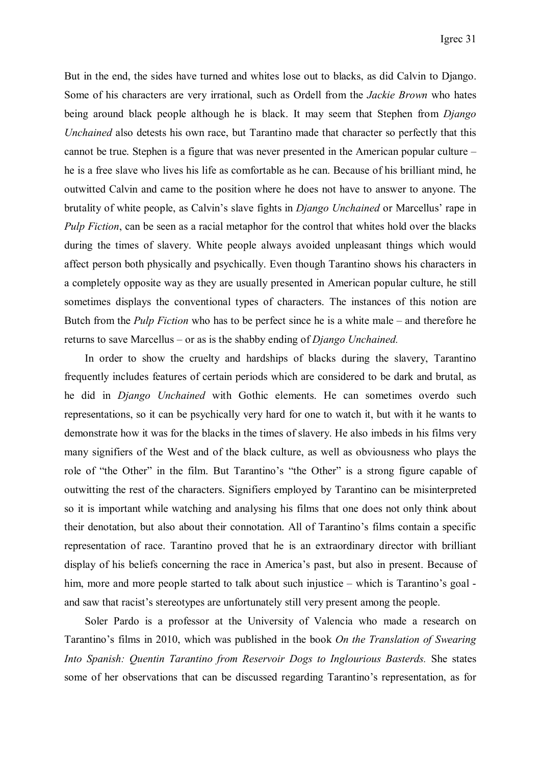But in the end, the sides have turned and whites lose out to blacks, as did Calvin to Django. Some of his characters are very irrational, such as Ordell from the *Jackie Brown* who hates being around black people although he is black. It may seem that Stephen from *Django Unchained* also detests his own race, but Tarantino made that character so perfectly that this cannot be true. Stephen is a figure that was never presented in the American popular culture – he is a free slave who lives his life as comfortable as he can. Because of his brilliant mind, he outwitted Calvin and came to the position where he does not have to answer to anyone. The brutality of white people, as Calvin's slave fights in *Django Unchained* or Marcellus' rape in *Pulp Fiction*, can be seen as a racial metaphor for the control that whites hold over the blacks during the times of slavery. White people always avoided unpleasant things which would affect person both physically and psychically. Even though Tarantino shows his characters in a completely opposite way as they are usually presented in American popular culture, he still sometimes displays the conventional types of characters. The instances of this notion are Butch from the *Pulp Fiction* who has to be perfect since he is a white male – and therefore he returns to save Marcellus – or as is the shabby ending of *Django Unchained.*

In order to show the cruelty and hardships of blacks during the slavery, Tarantino frequently includes features of certain periods which are considered to be dark and brutal, as he did in *Django Unchained* with Gothic elements. He can sometimes overdo such representations, so it can be psychically very hard for one to watch it, but with it he wants to demonstrate how it was for the blacks in the times of slavery. He also imbeds in his films very many signifiers of the West and of the black culture, as well as obviousness who plays the role of "the Other" in the film. But Tarantino's "the Other" is a strong figure capable of outwitting the rest of the characters. Signifiers employed by Tarantino can be misinterpreted so it is important while watching and analysing his films that one does not only think about their denotation, but also about their connotation. All of Tarantino's films contain a specific representation of race. Tarantino proved that he is an extraordinary director with brilliant display of his beliefs concerning the race in America's past, but also in present. Because of him, more and more people started to talk about such injustice – which is Tarantino's goal - and saw that racist's stereotypes are unfortunately still very present among the people.

Soler Pardo is a professor at the University of Valencia who made a research on Tarantino's films in 2010, which was published in the book *On the Translation of Swearing Into Spanish: Quentin Tarantino from Reservoir Dogs to Inglourious Basterds.* She states some of her observations that can be discussed regarding Tarantino's representation, as for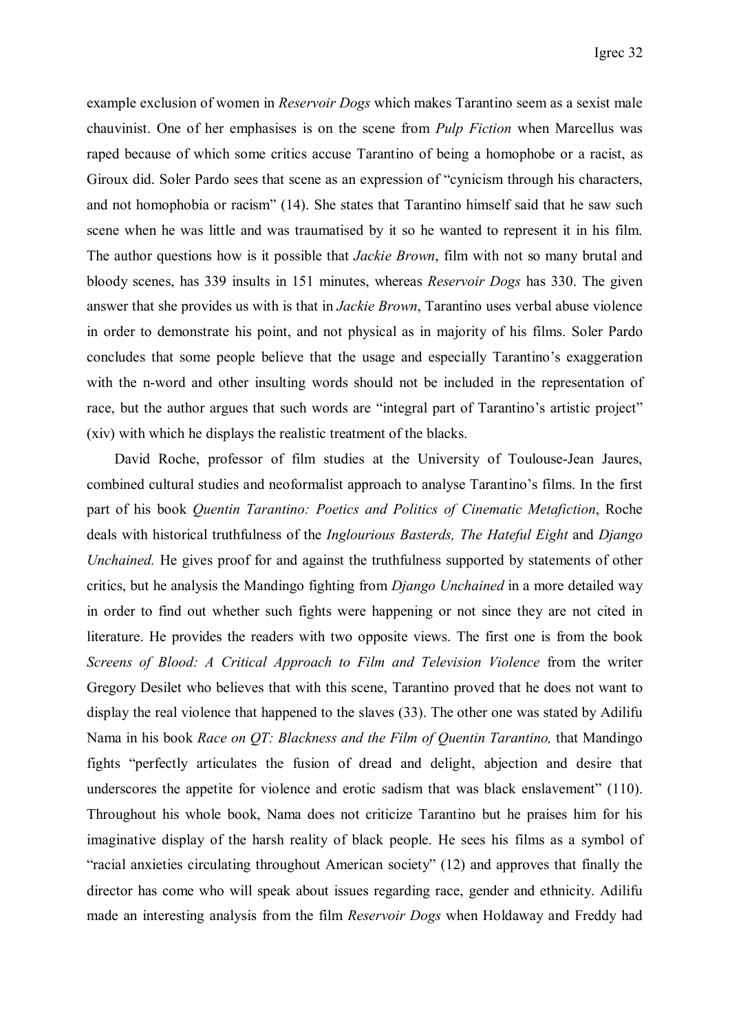example exclusion of women in *Reservoir Dogs* which makes Tarantino seem as a sexist male chauvinist. One of her emphasises is on the scene from *Pulp Fiction* when Marcellus was raped because of which some critics accuse Tarantino of being a homophobe or a racist, as Giroux did. Soler Pardo sees that scene as an expression of "cynicism through his characters, and not homophobia or racism" (14). She states that Tarantino himself said that he saw such scene when he was little and was traumatised by it so he wanted to represent it in his film. The author questions how is it possible that *Jackie Brown*, film with not so many brutal and bloody scenes, has 339 insults in 151 minutes, whereas *Reservoir Dogs* has 330. The given answer that she provides us with is that in *Jackie Brown*, Tarantino uses verbal abuse violence in order to demonstrate his point, and not physical as in majority of his films. Soler Pardo concludes that some people believe that the usage and especially Tarantino's exaggeration with the n-word and other insulting words should not be included in the representation of race, but the author argues that such words are "integral part of Tarantino's artistic project" (xiv) with which he displays the realistic treatment of the blacks.

David Roche, professor of film studies at the University of Toulouse-Jean Jaures, combined cultural studies and neoformalist approach to analyse Tarantino's films. In the first part of his book *Quentin Tarantino: Poetics and Politics of Cinematic Metafiction*, Roche deals with historical truthfulness of the *Inglourious Basterds, The Hateful Eight* and *Django Unchained.* He gives proof for and against the truthfulness supported by statements of other critics, but he analysis the Mandingo fighting from *Django Unchained* in a more detailed way in order to find out whether such fights were happening or not since they are not cited in literature. He provides the readers with two opposite views. The first one is from the book *Screens of Blood: A Critical Approach to Film and Television Violence* from the writer Gregory Desilet who believes that with this scene, Tarantino proved that he does not want to display the real violence that happened to the slaves (33). The other one was stated by Adilifu Nama in his book *Race on QT: Blackness and the Film of Quentin Tarantino,* that Mandingo fights "perfectly articulates the fusion of dread and delight, abjection and desire that underscores the appetite for violence and erotic sadism that was black enslavement" (110). Throughout his whole book, Nama does not criticize Tarantino but he praises him for his imaginative display of the harsh reality of black people. He sees his films as a symbol of "racial anxieties circulating throughout American society" (12) and approves that finally the director has come who will speak about issues regarding race, gender and ethnicity. Adilifu made an interesting analysis from the film *Reservoir Dogs* when Holdaway and Freddy had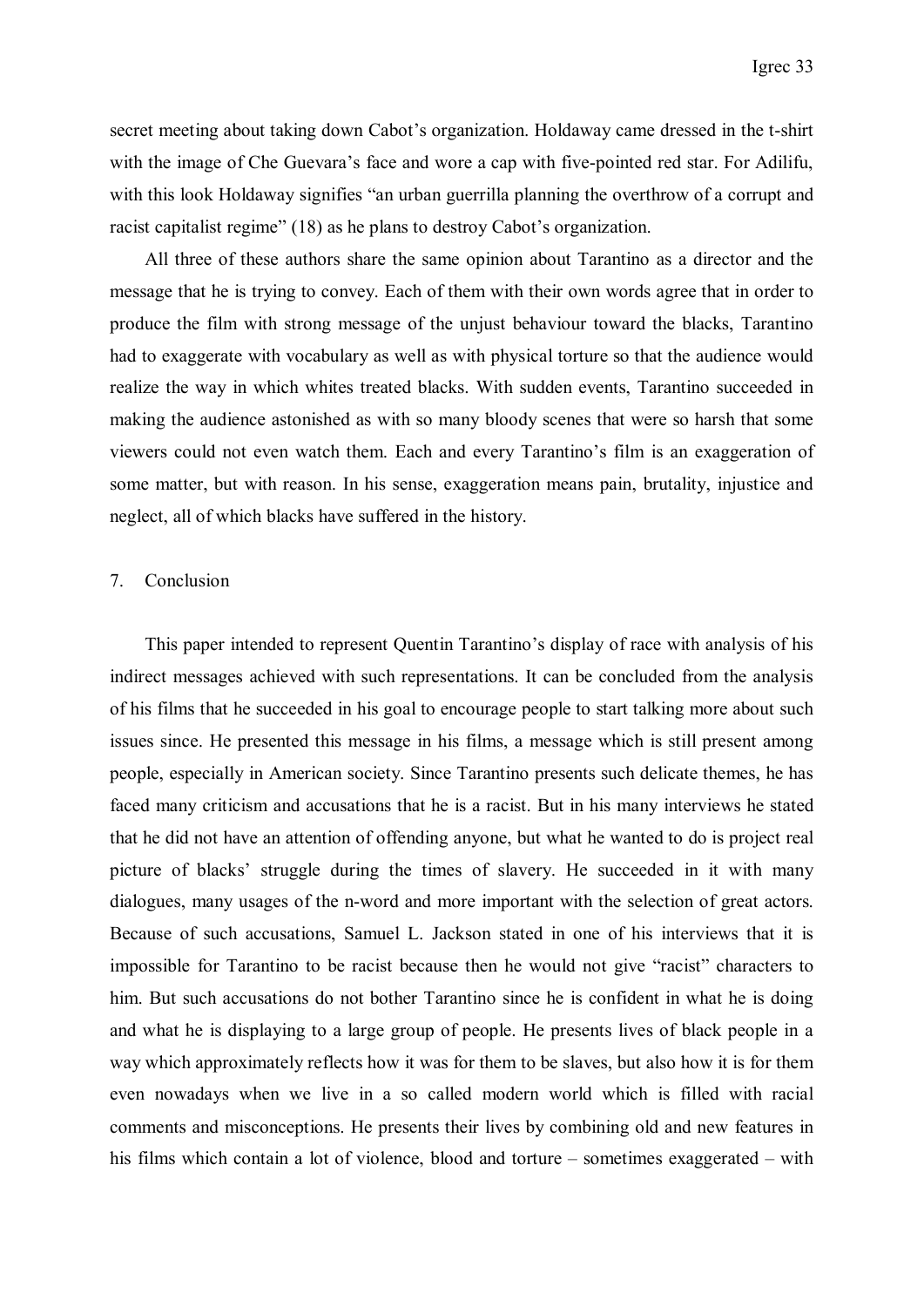secret meeting about taking down Cabot's organization. Holdaway came dressed in the t-shirt with the image of Che Guevara's face and wore a cap with five-pointed red star. For Adilifu, with this look Holdaway signifies "an urban guerrilla planning the overthrow of a corrupt and racist capitalist regime" (18) as he plans to destroy Cabot's organization.

All three of these authors share the same opinion about Tarantino as a director and the message that he is trying to convey. Each of them with their own words agree that in order to produce the film with strong message of the unjust behaviour toward the blacks, Tarantino had to exaggerate with vocabulary as well as with physical torture so that the audience would realize the way in which whites treated blacks. With sudden events, Tarantino succeeded in making the audience astonished as with so many bloody scenes that were so harsh that some viewers could not even watch them. Each and every Tarantino's film is an exaggeration of some matter, but with reason. In his sense, exaggeration means pain, brutality, injustice and neglect, all of which blacks have suffered in the history.

## 7. Conclusion

This paper intended to represent Quentin Tarantino's display of race with analysis of his indirect messages achieved with such representations. It can be concluded from the analysis of his films that he succeeded in his goal to encourage people to start talking more about such issues since. He presented this message in his films, a message which is still present among people, especially in American society. Since Tarantino presents such delicate themes, he has faced many criticism and accusations that he is a racist. But in his many interviews he stated that he did not have an attention of offending anyone, but what he wanted to do is project real picture of blacks' struggle during the times of slavery. He succeeded in it with many dialogues, many usages of the n-word and more important with the selection of great actors. Because of such accusations, Samuel L. Jackson stated in one of his interviews that it is impossible for Tarantino to be racist because then he would not give "racist" characters to him. But such accusations do not bother Tarantino since he is confident in what he is doing and what he is displaying to a large group of people. He presents lives of black people in a way which approximately reflects how it was for them to be slaves, but also how it is for them even nowadays when we live in a so called modern world which is filled with racial comments and misconceptions. He presents their lives by combining old and new features in his films which contain a lot of violence, blood and torture – sometimes exaggerated – with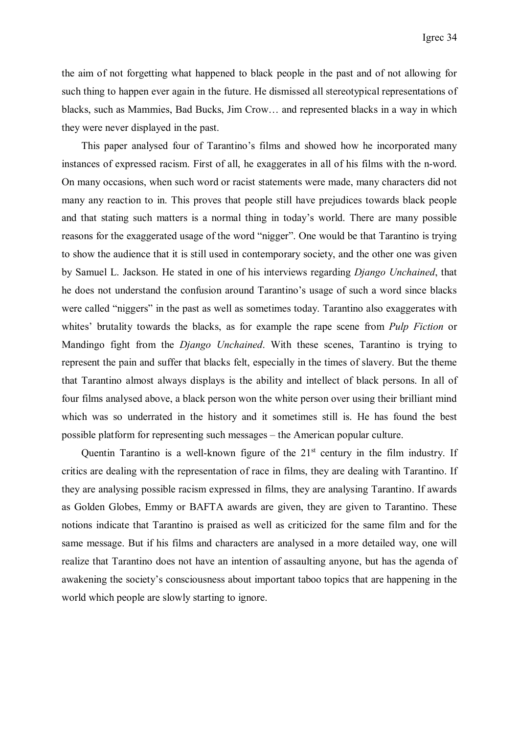the aim of not forgetting what happened to black people in the past and of not allowing for such thing to happen ever again in the future. He dismissed all stereotypical representations of blacks, such as Mammies, Bad Bucks, Jim Crow… and represented blacks in a way in which they were never displayed in the past.

This paper analysed four of Tarantino's films and showed how he incorporated many instances of expressed racism. First of all, he exaggerates in all of his films with the n-word. On many occasions, when such word or racist statements were made, many characters did not many any reaction to in. This proves that people still have prejudices towards black people and that stating such matters is a normal thing in today's world. There are many possible reasons for the exaggerated usage of the word "nigger". One would be that Tarantino is trying to show the audience that it is still used in contemporary society, and the other one was given by Samuel L. Jackson. He stated in one of his interviews regarding *Django Unchained*, that he does not understand the confusion around Tarantino's usage of such a word since blacks were called "niggers" in the past as well as sometimes today. Tarantino also exaggerates with whites' brutality towards the blacks, as for example the rape scene from *Pulp Fiction* or Mandingo fight from the *Django Unchained*. With these scenes, Tarantino is trying to represent the pain and suffer that blacks felt, especially in the times of slavery. But the theme that Tarantino almost always displays is the ability and intellect of black persons. In all of four films analysed above, a black person won the white person over using their brilliant mind which was so underrated in the history and it sometimes still is. He has found the best possible platform for representing such messages – the American popular culture.

Quentin Tarantino is a well-known figure of the 21st century in the film industry. If critics are dealing with the representation of race in films, they are dealing with Tarantino. If they are analysing possible racism expressed in films, they are analysing Tarantino. If awards as Golden Globes, Emmy or BAFTA awards are given, they are given to Tarantino. These notions indicate that Tarantino is praised as well as criticized for the same film and for the same message. But if his films and characters are analysed in a more detailed way, one will realize that Tarantino does not have an intention of assaulting anyone, but has the agenda of awakening the society's consciousness about important taboo topics that are happening in the world which people are slowly starting to ignore.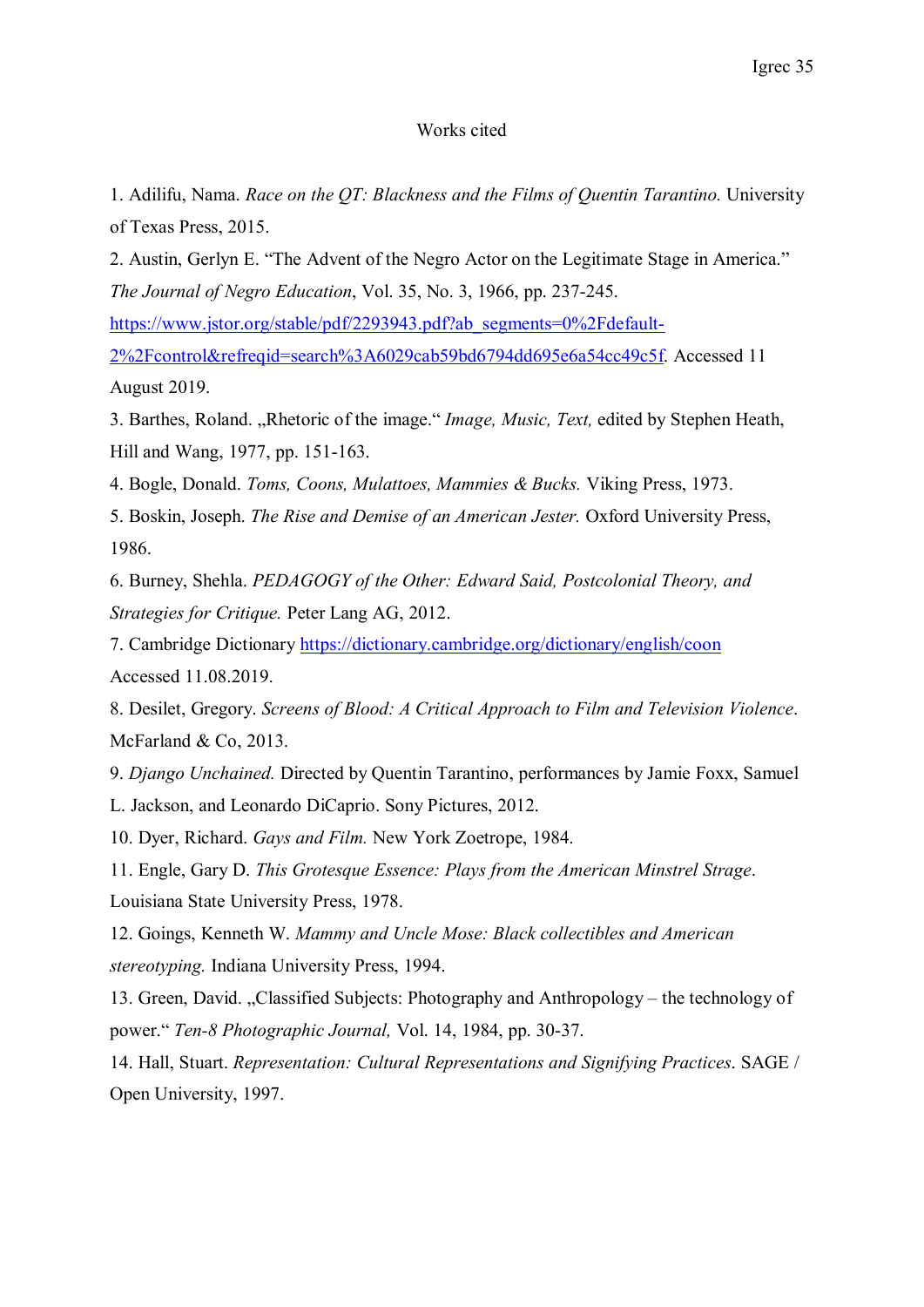## Works cited

1. Adilifu, Nama. *Race on the QT: Blackness and the Films of Quentin Tarantino.* University of Texas Press, 2015.

2. Austin, Gerlyn E. "The Advent of the Negro Actor on the Legitimate Stage in America." *The Journal of Negro Education*, Vol. 35, No. 3, 1966, pp. 237-245. https://www.jstor.org/stable/pdf/2293943.pdf?ab_segments=0%2Fdefault-2%2Fcontrol&refreqid=search%3A6029cab59bd6794dd695e6a54cc49c5f. Accessed 11 August 2019.

3. Barthes, Roland. „Rhetoric of the image." *Image, Music, Text,* edited by Stephen Heath, Hill and Wang, 1977, pp. 151-163.

4. Bogle, Donald. *Toms, Coons, Mulattoes, Mammies & Bucks.* Viking Press, 1973.

5. Boskin, Joseph. *The Rise and Demise of an American Jester.* Oxford University Press, 1986.

6. Burney, Shehla. *PEDAGOGY of the Other: Edward Said, Postcolonial Theory, and Strategies for Critique.* Peter Lang AG, 2012.

7. Cambridge Dictionary https://dictionary.cambridge.org/dictionary/english/coon Accessed 11.08.2019.

8. Desilet, Gregory. *Screens of Blood: A Critical Approach to Film and Television Violence*. McFarland & Co, 2013.

9. *Django Unchained.* Directed by Quentin Tarantino, performances by Jamie Foxx, Samuel L. Jackson, and Leonardo DiCaprio. Sony Pictures, 2012.

10. Dyer, Richard. *Gays and Film.* New York Zoetrope, 1984.

11. Engle, Gary D. *This Grotesque Essence: Plays from the American Minstrel Strage*. Louisiana State University Press, 1978.

12. Goings, Kenneth W. *Mammy and Uncle Mose: Black collectibles and American stereotyping.* Indiana University Press, 1994.

13. Green, David. „Classified Subjects: Photography and Anthropology – the technology of power." *Ten-8 Photographic Journal,* Vol. 14, 1984, pp. 30-37.

14. Hall, Stuart. *Representation: Cultural Representations and Signifying Practices*. SAGE / Open University, 1997.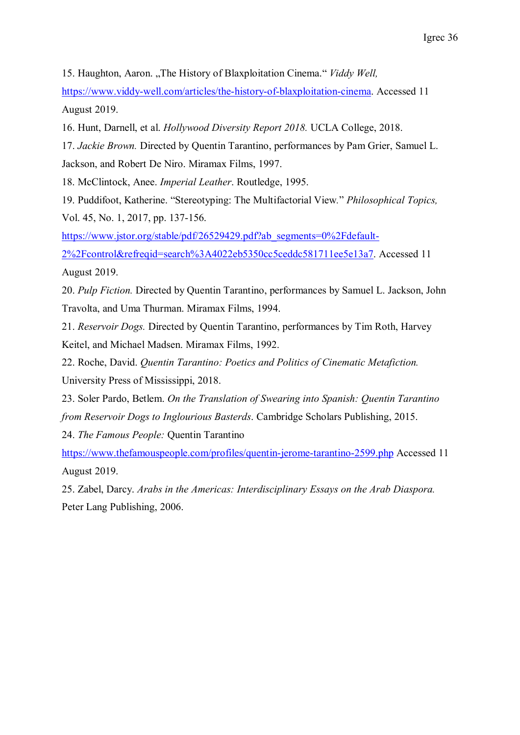15. Haughton, Aaron. „The History of Blaxploitation Cinema.“ *Viddy Well,* https://www.viddy-well.com/articles/the-history-of-blaxploitation-cinema. Accessed 11 August 2019.

16. Hunt, Darnell, et al. *Hollywood Diversity Report 2018.* UCLA College, 2018.

17. *Jackie Brown.* Directed by Quentin Tarantino, performances by Pam Grier, Samuel L. Jackson, and Robert De Niro. Miramax Films, 1997.

18. McClintock, Anee. *Imperial Leather*. Routledge, 1995.

19. Puddifoot, Katherine. "Stereotyping: The Multifactorial View." *Philosophical Topics,* Vol. 45, No. 1, 2017, pp. 137-156. https://www.jstor.org/stable/pdf/26529429.pdf?ab_segments=0%2Fdefault-2%2Fcontrol&refreqid=search%3A4022eb5350cc5ceddc581711ee5e13a7. Accessed 11 August 2019.

20. *Pulp Fiction.* Directed by Quentin Tarantino, performances by Samuel L. Jackson, John Travolta, and Uma Thurman. Miramax Films, 1994.

21. *Reservoir Dogs.* Directed by Quentin Tarantino, performances by Tim Roth, Harvey Keitel, and Michael Madsen. Miramax Films, 1992.

22. Roche, David. *Quentin Tarantino: Poetics and Politics of Cinematic Metafiction.* University Press of Mississippi, 2018.

23. Soler Pardo, Betlem. *On the Translation of Swearing into Spanish: Quentin Tarantino from Reservoir Dogs to Inglourious Basterds*. Cambridge Scholars Publishing, 2015.

24. *The Famous People:* Quentin Tarantino https://www.thefamouspeople.com/profiles/quentin-jerome-tarantino-2599.php Accessed 11 August 2019.

25. Zabel, Darcy. *Arabs in the Americas: Interdisciplinary Essays on the Arab Diaspora.* Peter Lang Publishing, 2006.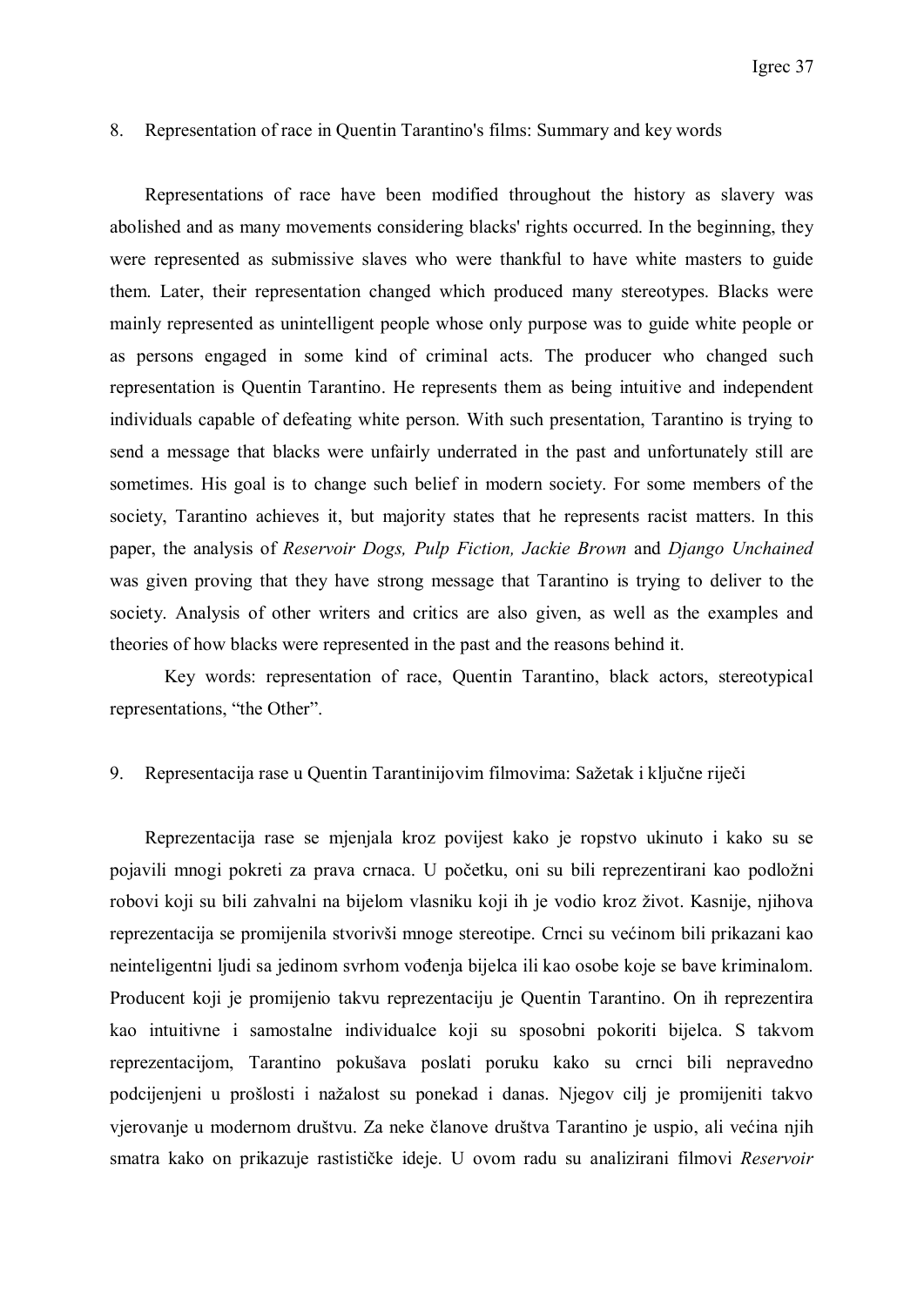## 8. Representation of race in Quentin Tarantino's films: Summary and key words

Representations of race have been modified throughout the history as slavery was abolished and as many movements considering blacks' rights occurred. In the beginning, they were represented as submissive slaves who were thankful to have white masters to guide them. Later, their representation changed which produced many stereotypes. Blacks were mainly represented as unintelligent people whose only purpose was to guide white people or as persons engaged in some kind of criminal acts. The producer who changed such representation is Quentin Tarantino. He represents them as being intuitive and independent individuals capable of defeating white person. With such presentation, Tarantino is trying to send a message that blacks were unfairly underrated in the past and unfortunately still are sometimes. His goal is to change such belief in modern society. For some members of the society, Tarantino achieves it, but majority states that he represents racist matters. In this paper, the analysis of *Reservoir Dogs, Pulp Fiction, Jackie Brown* and *Django Unchained* was given proving that they have strong message that Tarantino is trying to deliver to the society. Analysis of other writers and critics are also given, as well as the examples and theories of how blacks were represented in the past and the reasons behind it.

Key words: representation of race, Quentin Tarantino, black actors, stereotypical representations, "the Other".

## 9. Representacija rase u Quentin Tarantinijovim filmovima: Sažetak i ključne riječi

Reprezentacija rase se mjenjala kroz povijest kako je ropstvo ukinuto i kako su se pojavili mnogi pokreti za prava crnaca. U početku, oni su bili reprezentirani kao podložni robovi koji su bili zahvalni na bijelom vlasniku koji ih je vodio kroz život. Kasnije, njihova reprezentacija se promijenila stvorivši mnoge stereotipe. Crnci su većinom bili prikazani kao neinteligentni ljudi sa jedinom svrhom vođenja bijelca ili kao osobe koje se bave kriminalom. Producent koji je promijenio takvu reprezentaciju je Quentin Tarantino. On ih reprezentira kao intuitivne i samostalne individualce koji su sposobni pokoriti bijelca. S takvom reprezentacijom, Tarantino pokušava poslati poruku kako su crnci bili nepravedno podcijenjeni u prošlosti i nažalost su ponekad i danas. Njegov cilj je promijeniti takvo vjerovanje u modernom društvu. Za neke članove društva Tarantino je uspio, ali većina njih smatra kako on prikazuje rastističke ideje. U ovom radu su analizirani filmovi *Reservoir*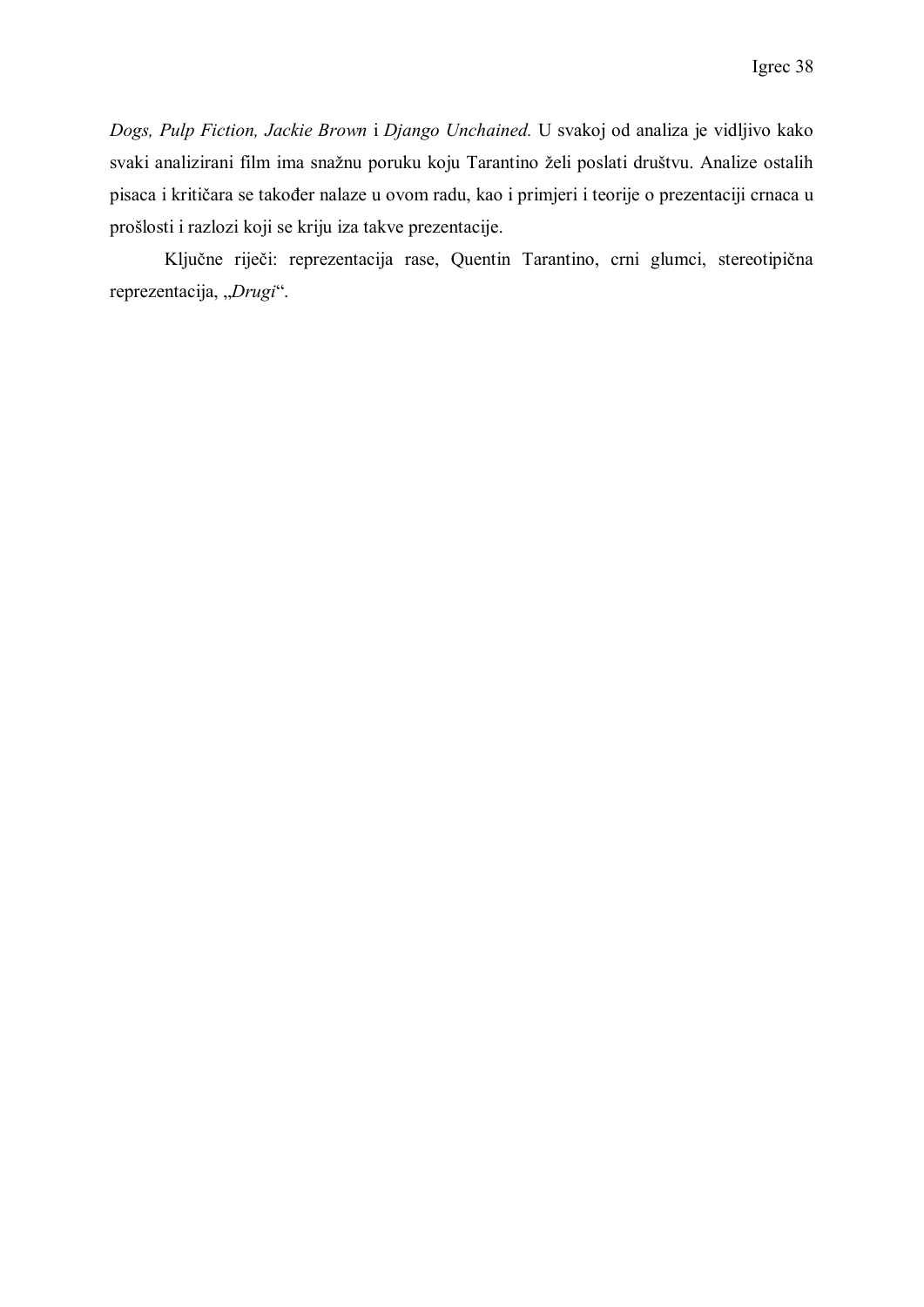*Dogs, Pulp Fiction, Jackie Brown* i *Django Unchained.* U svakoj od analiza je vidljivo kako svaki analizirani film ima snažnu poruku koju Tarantino želi poslati društvu. Analize ostalih pisaca i kritičara se također nalaze u ovom radu, kao i primjeri i teorije o prezentaciji crnaca u prošlosti i razlozi koji se kriju iza takve prezentacije.

Ključne riječi: reprezentacija rase, Quentin Tarantino, crni glumci, stereotipična reprezentacija, „*Drugi*“.